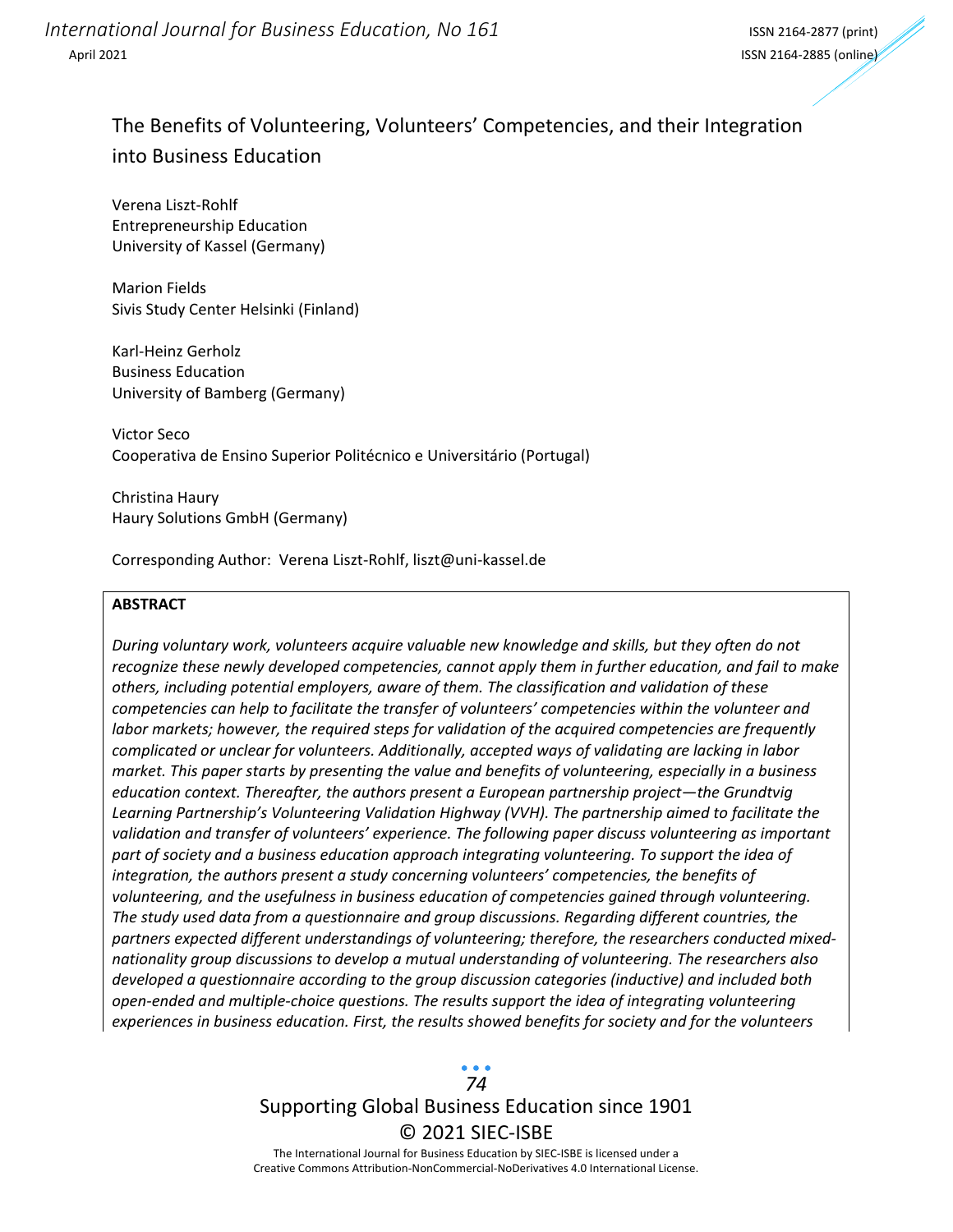# The Benefits of Volunteering, Volunteers' Competencies, and their Integration into Business Education

Verena Liszt-Rohlf
Entrepreneurship Education
University of Kassel (Germany)

Marion Fields
Sivis Study Center Helsinki (Finland)

Karl-Heinz Gerholz
Business Education
University of Bamberg (Germany)

Victor Seco
Cooperativa de Ensino Superior Politécnico e Universitário (Portugal)

Christina Haury
Haury Solutions GmbH (Germany)

Corresponding Author: Verena Liszt-Rohlf, liszt@uni-kassel.de

## ABSTRACT

*During voluntary work, volunteers acquire valuable new knowledge and skills, but they often do not recognize these newly developed competencies, cannot apply them in further education, and fail to make others, including potential employers, aware of them. The classification and validation of these competencies can help to facilitate the transfer of volunteers' competencies within the volunteer and labor markets; however, the required steps for validation of the acquired competencies are frequently complicated or unclear for volunteers. Additionally, accepted ways of validating are lacking in labor market. This paper starts by presenting the value and benefits of volunteering, especially in a business education context. Thereafter, the authors present a European partnership project—the Grundtvig Learning Partnership's Volunteering Validation Highway (VVH). The partnership aimed to facilitate the validation and transfer of volunteers' experience. The following paper discuss volunteering as important part of society and a business education approach integrating volunteering. To support the idea of integration, the authors present a study concerning volunteers' competencies, the benefits of volunteering, and the usefulness in business education of competencies gained through volunteering. The study used data from a questionnaire and group discussions. Regarding different countries, the partners expected different understandings of volunteering; therefore, the researchers conducted mixed-nationality group discussions to develop a mutual understanding of volunteering. The researchers also developed a questionnaire according to the group discussion categories (inductive) and included both open-ended and multiple-choice questions. The results support the idea of integrating volunteering experiences in business education. First, the results showed benefits for society and for the volunteers*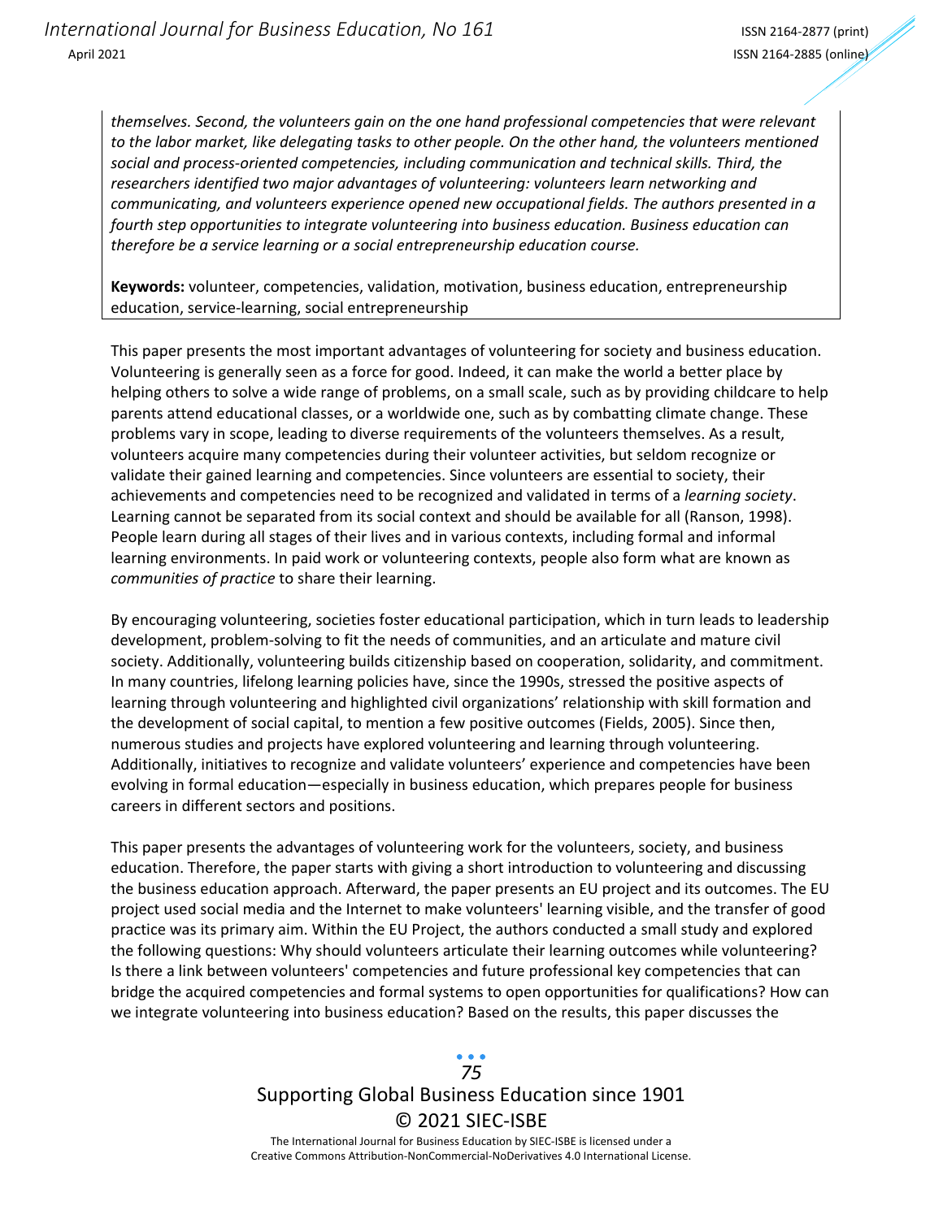*themselves. Second, the volunteers gain on the one hand professional competencies that were relevant to the labor market, like delegating tasks to other people. On the other hand, the volunteers mentioned social and process-oriented competencies, including communication and technical skills. Third, the researchers identified two major advantages of volunteering: volunteers learn networking and communicating, and volunteers experience opened new occupational fields. The authors presented in a fourth step opportunities to integrate volunteering into business education. Business education can therefore be a service learning or a social entrepreneurship education course.*

**Keywords:** volunteer, competencies, validation, motivation, business education, entrepreneurship education, service-learning, social entrepreneurship

This paper presents the most important advantages of volunteering for society and business education. Volunteering is generally seen as a force for good. Indeed, it can make the world a better place by helping others to solve a wide range of problems, on a small scale, such as by providing childcare to help parents attend educational classes, or a worldwide one, such as by combatting climate change. These problems vary in scope, leading to diverse requirements of the volunteers themselves. As a result, volunteers acquire many competencies during their volunteer activities, but seldom recognize or validate their gained learning and competencies. Since volunteers are essential to society, their achievements and competencies need to be recognized and validated in terms of a *learning society*. Learning cannot be separated from its social context and should be available for all (Ranson, 1998). People learn during all stages of their lives and in various contexts, including formal and informal learning environments. In paid work or volunteering contexts, people also form what are known as *communities of practice* to share their learning.

By encouraging volunteering, societies foster educational participation, which in turn leads to leadership development, problem-solving to fit the needs of communities, and an articulate and mature civil society. Additionally, volunteering builds citizenship based on cooperation, solidarity, and commitment. In many countries, lifelong learning policies have, since the 1990s, stressed the positive aspects of learning through volunteering and highlighted civil organizations' relationship with skill formation and the development of social capital, to mention a few positive outcomes (Fields, 2005). Since then, numerous studies and projects have explored volunteering and learning through volunteering. Additionally, initiatives to recognize and validate volunteers' experience and competencies have been evolving in formal education—especially in business education, which prepares people for business careers in different sectors and positions.

This paper presents the advantages of volunteering work for the volunteers, society, and business education. Therefore, the paper starts with giving a short introduction to volunteering and discussing the business education approach. Afterward, the paper presents an EU project and its outcomes. The EU project used social media and the Internet to make volunteers' learning visible, and the transfer of good practice was its primary aim. Within the EU Project, the authors conducted a small study and explored the following questions: Why should volunteers articulate their learning outcomes while volunteering? Is there a link between volunteers' competencies and future professional key competencies that can bridge the acquired competencies and formal systems to open opportunities for qualifications? How can we integrate volunteering into business education? Based on the results, this paper discusses the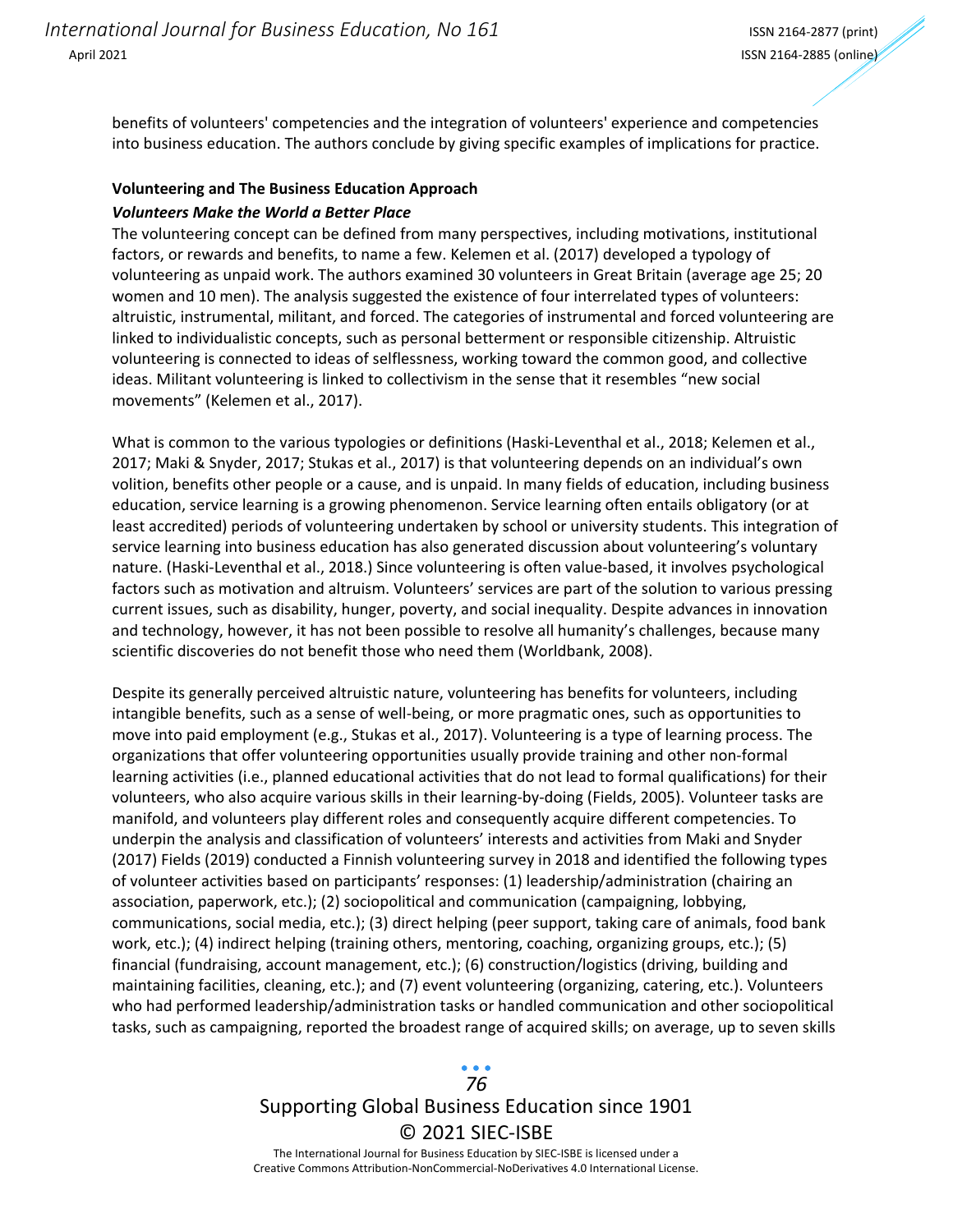benefits of volunteers' competencies and the integration of volunteers' experience and competencies into business education. The authors conclude by giving specific examples of implications for practice.

## Volunteering and The Business Education Approach

### *Volunteers Make the World a Better Place*

The volunteering concept can be defined from many perspectives, including motivations, institutional factors, or rewards and benefits, to name a few. Kelemen et al. (2017) developed a typology of volunteering as unpaid work. The authors examined 30 volunteers in Great Britain (average age 25; 20 women and 10 men). The analysis suggested the existence of four interrelated types of volunteers: altruistic, instrumental, militant, and forced. The categories of instrumental and forced volunteering are linked to individualistic concepts, such as personal betterment or responsible citizenship. Altruistic volunteering is connected to ideas of selflessness, working toward the common good, and collective ideas. Militant volunteering is linked to collectivism in the sense that it resembles "new social movements" (Kelemen et al., 2017).

What is common to the various typologies or definitions (Haski-Leventhal et al., 2018; Kelemen et al., 2017; Maki & Snyder, 2017; Stukas et al., 2017) is that volunteering depends on an individual's own volition, benefits other people or a cause, and is unpaid. In many fields of education, including business education, service learning is a growing phenomenon. Service learning often entails obligatory (or at least accredited) periods of volunteering undertaken by school or university students. This integration of service learning into business education has also generated discussion about volunteering's voluntary nature. (Haski-Leventhal et al., 2018.) Since volunteering is often value-based, it involves psychological factors such as motivation and altruism. Volunteers' services are part of the solution to various pressing current issues, such as disability, hunger, poverty, and social inequality. Despite advances in innovation and technology, however, it has not been possible to resolve all humanity's challenges, because many scientific discoveries do not benefit those who need them (Worldbank, 2008).

Despite its generally perceived altruistic nature, volunteering has benefits for volunteers, including intangible benefits, such as a sense of well-being, or more pragmatic ones, such as opportunities to move into paid employment (e.g., Stukas et al., 2017). Volunteering is a type of learning process. The organizations that offer volunteering opportunities usually provide training and other non-formal learning activities (i.e., planned educational activities that do not lead to formal qualifications) for their volunteers, who also acquire various skills in their learning-by-doing (Fields, 2005). Volunteer tasks are manifold, and volunteers play different roles and consequently acquire different competencies. To underpin the analysis and classification of volunteers' interests and activities from Maki and Snyder (2017) Fields (2019) conducted a Finnish volunteering survey in 2018 and identified the following types of volunteer activities based on participants' responses: (1) leadership/administration (chairing an association, paperwork, etc.); (2) sociopolitical and communication (campaigning, lobbying, communications, social media, etc.); (3) direct helping (peer support, taking care of animals, food bank work, etc.); (4) indirect helping (training others, mentoring, coaching, organizing groups, etc.); (5) financial (fundraising, account management, etc.); (6) construction/logistics (driving, building and maintaining facilities, cleaning, etc.); and (7) event volunteering (organizing, catering, etc.). Volunteers who had performed leadership/administration tasks or handled communication and other sociopolitical tasks, such as campaigning, reported the broadest range of acquired skills; on average, up to seven skills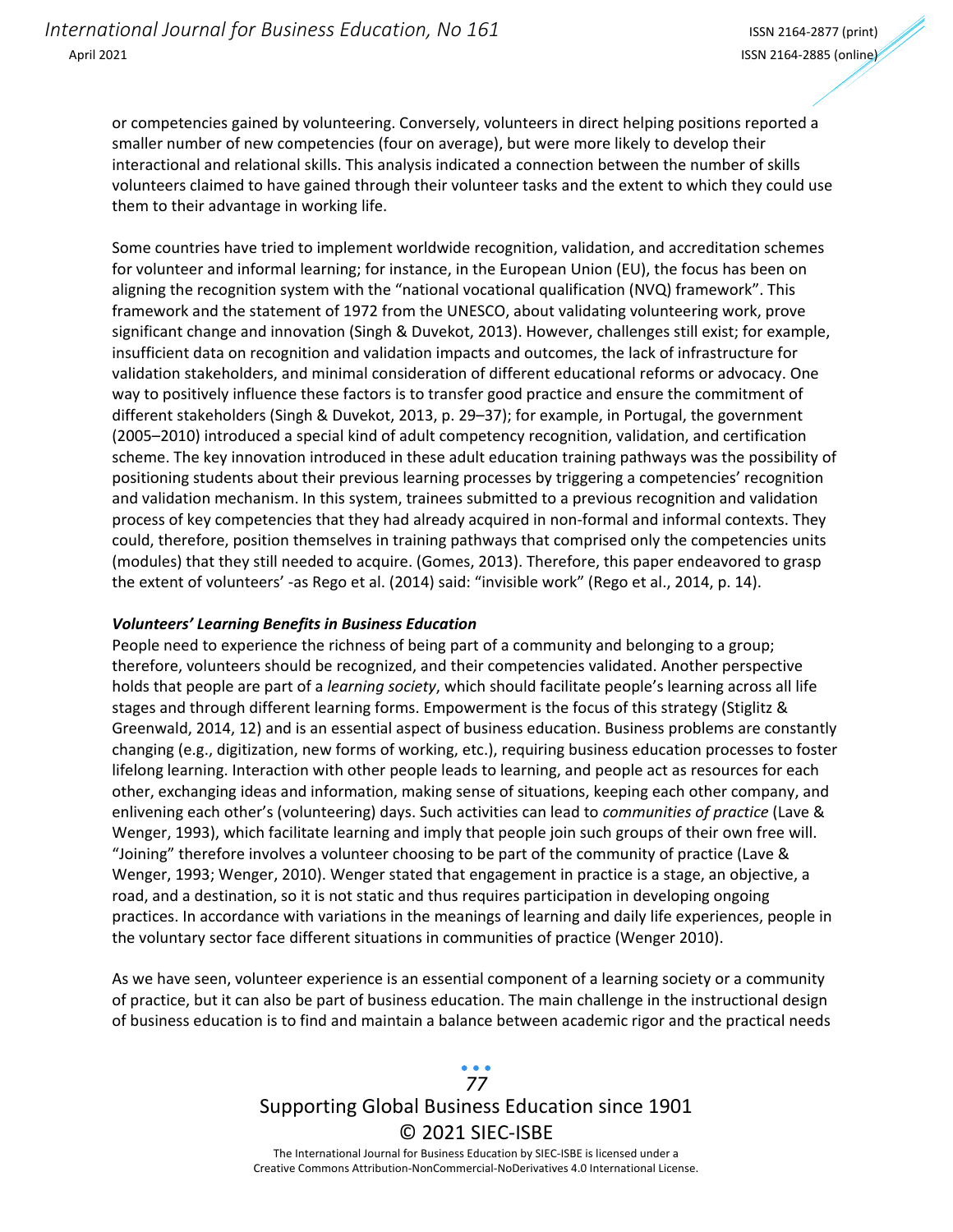or competencies gained by volunteering. Conversely, volunteers in direct helping positions reported a smaller number of new competencies (four on average), but were more likely to develop their interactional and relational skills. This analysis indicated a connection between the number of skills volunteers claimed to have gained through their volunteer tasks and the extent to which they could use them to their advantage in working life.

Some countries have tried to implement worldwide recognition, validation, and accreditation schemes for volunteer and informal learning; for instance, in the European Union (EU), the focus has been on aligning the recognition system with the "national vocational qualification (NVQ) framework". This framework and the statement of 1972 from the UNESCO, about validating volunteering work, prove significant change and innovation (Singh & Duvekot, 2013). However, challenges still exist; for example, insufficient data on recognition and validation impacts and outcomes, the lack of infrastructure for validation stakeholders, and minimal consideration of different educational reforms or advocacy. One way to positively influence these factors is to transfer good practice and ensure the commitment of different stakeholders (Singh & Duvekot, 2013, p. 29–37); for example, in Portugal, the government (2005–2010) introduced a special kind of adult competency recognition, validation, and certification scheme. The key innovation introduced in these adult education training pathways was the possibility of positioning students about their previous learning processes by triggering a competencies' recognition and validation mechanism. In this system, trainees submitted to a previous recognition and validation process of key competencies that they had already acquired in non-formal and informal contexts. They could, therefore, position themselves in training pathways that comprised only the competencies units (modules) that they still needed to acquire. (Gomes, 2013). Therefore, this paper endeavored to grasp the extent of volunteers' -as Rego et al. (2014) said: "invisible work" (Rego et al., 2014, p. 14).

***Volunteers' Learning Benefits in Business Education***

People need to experience the richness of being part of a community and belonging to a group; therefore, volunteers should be recognized, and their competencies validated. Another perspective holds that people are part of a *learning society*, which should facilitate people's learning across all life stages and through different learning forms. Empowerment is the focus of this strategy (Stiglitz & Greenwald, 2014, 12) and is an essential aspect of business education. Business problems are constantly changing (e.g., digitization, new forms of working, etc.), requiring business education processes to foster lifelong learning. Interaction with other people leads to learning, and people act as resources for each other, exchanging ideas and information, making sense of situations, keeping each other company, and enlivening each other's (volunteering) days. Such activities can lead to *communities of practice* (Lave & Wenger, 1993), which facilitate learning and imply that people join such groups of their own free will. "Joining" therefore involves a volunteer choosing to be part of the community of practice (Lave & Wenger, 1993; Wenger, 2010). Wenger stated that engagement in practice is a stage, an objective, a road, and a destination, so it is not static and thus requires participation in developing ongoing practices. In accordance with variations in the meanings of learning and daily life experiences, people in the voluntary sector face different situations in communities of practice (Wenger 2010).

As we have seen, volunteer experience is an essential component of a learning society or a community of practice, but it can also be part of business education. The main challenge in the instructional design of business education is to find and maintain a balance between academic rigor and the practical needs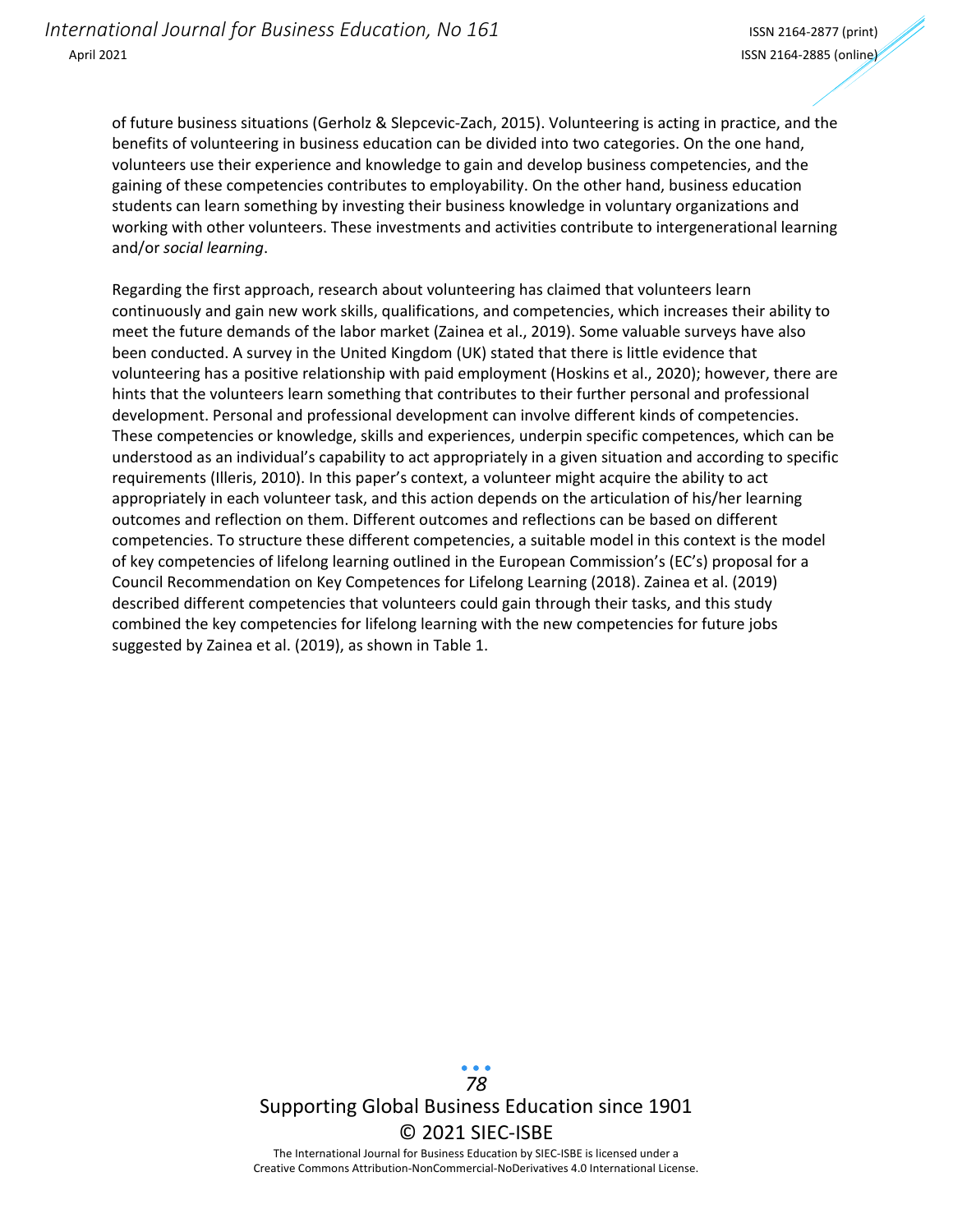of future business situations (Gerholz & Slepcevic-Zach, 2015). Volunteering is acting in practice, and the benefits of volunteering in business education can be divided into two categories. On the one hand, volunteers use their experience and knowledge to gain and develop business competencies, and the gaining of these competencies contributes to employability. On the other hand, business education students can learn something by investing their business knowledge in voluntary organizations and working with other volunteers. These investments and activities contribute to intergenerational learning and/or *social learning*.

Regarding the first approach, research about volunteering has claimed that volunteers learn continuously and gain new work skills, qualifications, and competencies, which increases their ability to meet the future demands of the labor market (Zainea et al., 2019). Some valuable surveys have also been conducted. A survey in the United Kingdom (UK) stated that there is little evidence that volunteering has a positive relationship with paid employment (Hoskins et al., 2020); however, there are hints that the volunteers learn something that contributes to their further personal and professional development. Personal and professional development can involve different kinds of competencies. These competencies or knowledge, skills and experiences, underpin specific competences, which can be understood as an individual's capability to act appropriately in a given situation and according to specific requirements (Illeris, 2010). In this paper's context, a volunteer might acquire the ability to act appropriately in each volunteer task, and this action depends on the articulation of his/her learning outcomes and reflection on them. Different outcomes and reflections can be based on different competencies. To structure these different competencies, a suitable model in this context is the model of key competencies of lifelong learning outlined in the European Commission's (EC's) proposal for a Council Recommendation on Key Competences for Lifelong Learning (2018). Zainea et al. (2019) described different competencies that volunteers could gain through their tasks, and this study combined the key competencies for lifelong learning with the new competencies for future jobs suggested by Zainea et al. (2019), as shown in Table 1.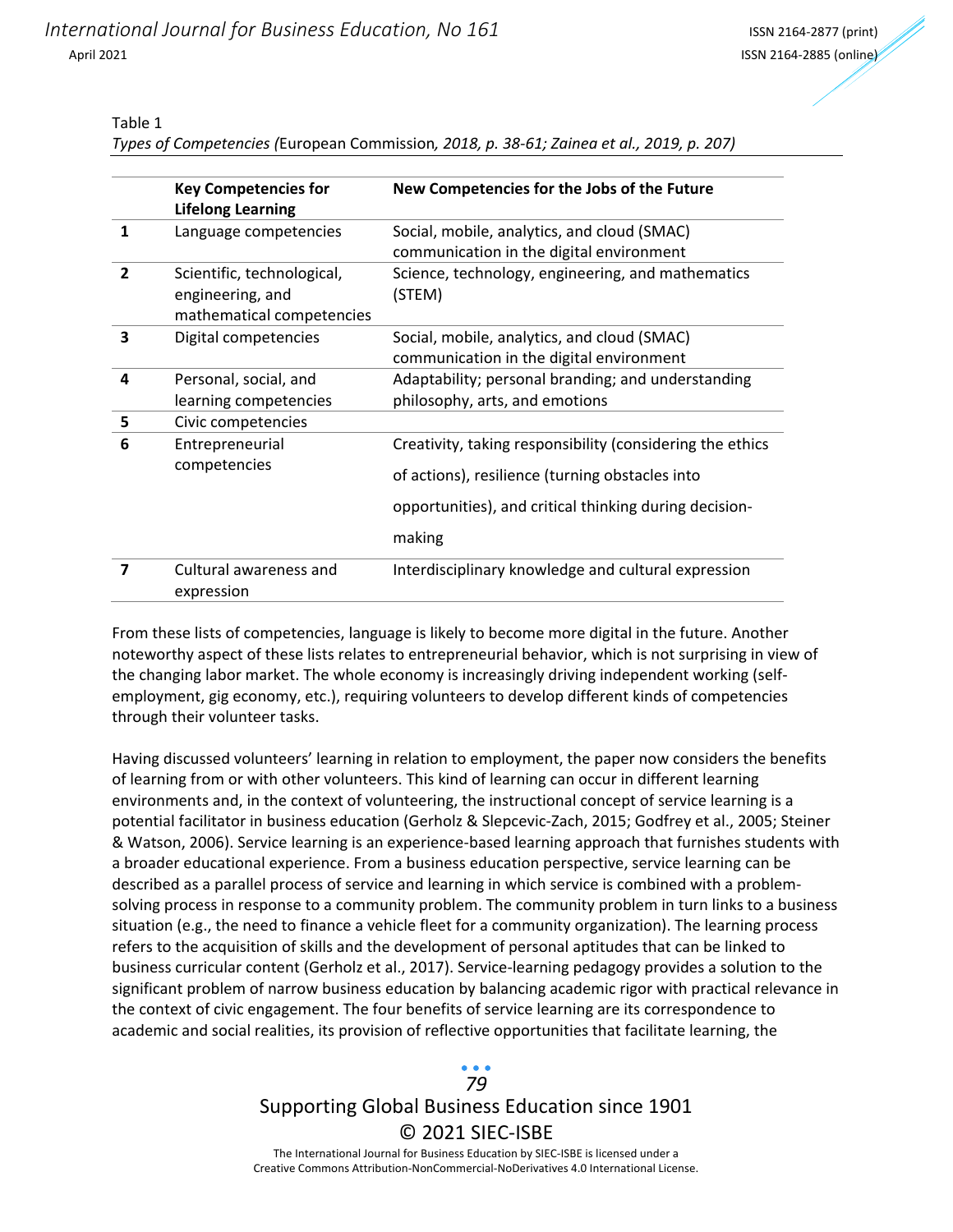Table 1

*Types of Competencies (*European Commission*, 2018, p. 38-61; Zainea et al., 2019, p. 207)*

| | Key Competencies for Lifelong Learning | New Competencies for the Jobs of the Future |
|---|---|---|
| **1** | Language competencies | Social, mobile, analytics, and cloud (SMAC) communication in the digital environment |
| **2** | Scientific, technological, engineering, and mathematical competencies | Science, technology, engineering, and mathematics (STEM) |
| **3** | Digital competencies | Social, mobile, analytics, and cloud (SMAC) communication in the digital environment |
| **4** | Personal, social, and learning competencies | Adaptability; personal branding; and understanding philosophy, arts, and emotions |
| **5** | Civic competencies | |
| **6** | Entrepreneurial competencies | Creativity, taking responsibility (considering the ethics of actions), resilience (turning obstacles into opportunities), and critical thinking during decision-making |
| **7** | Cultural awareness and expression | Interdisciplinary knowledge and cultural expression |

From these lists of competencies, language is likely to become more digital in the future. Another noteworthy aspect of these lists relates to entrepreneurial behavior, which is not surprising in view of the changing labor market. The whole economy is increasingly driving independent working (self-employment, gig economy, etc.), requiring volunteers to develop different kinds of competencies through their volunteer tasks.

Having discussed volunteers' learning in relation to employment, the paper now considers the benefits of learning from or with other volunteers. This kind of learning can occur in different learning environments and, in the context of volunteering, the instructional concept of service learning is a potential facilitator in business education (Gerholz & Slepcevic-Zach, 2015; Godfrey et al., 2005; Steiner & Watson, 2006). Service learning is an experience-based learning approach that furnishes students with a broader educational experience. From a business education perspective, service learning can be described as a parallel process of service and learning in which service is combined with a problem-solving process in response to a community problem. The community problem in turn links to a business situation (e.g., the need to finance a vehicle fleet for a community organization). The learning process refers to the acquisition of skills and the development of personal aptitudes that can be linked to business curricular content (Gerholz et al., 2017). Service-learning pedagogy provides a solution to the significant problem of narrow business education by balancing academic rigor with practical relevance in the context of civic engagement. The four benefits of service learning are its correspondence to academic and social realities, its provision of reflective opportunities that facilitate learning, the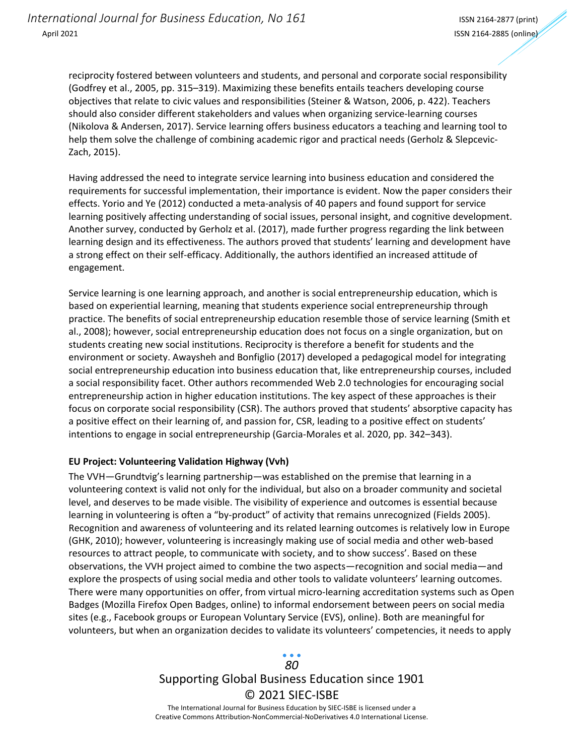reciprocity fostered between volunteers and students, and personal and corporate social responsibility (Godfrey et al., 2005, pp. 315–319). Maximizing these benefits entails teachers developing course objectives that relate to civic values and responsibilities (Steiner & Watson, 2006, p. 422). Teachers should also consider different stakeholders and values when organizing service-learning courses (Nikolova & Andersen, 2017). Service learning offers business educators a teaching and learning tool to help them solve the challenge of combining academic rigor and practical needs (Gerholz & Slepcevic-Zach, 2015).

Having addressed the need to integrate service learning into business education and considered the requirements for successful implementation, their importance is evident. Now the paper considers their effects. Yorio and Ye (2012) conducted a meta-analysis of 40 papers and found support for service learning positively affecting understanding of social issues, personal insight, and cognitive development. Another survey, conducted by Gerholz et al. (2017), made further progress regarding the link between learning design and its effectiveness. The authors proved that students' learning and development have a strong effect on their self-efficacy. Additionally, the authors identified an increased attitude of engagement.

Service learning is one learning approach, and another is social entrepreneurship education, which is based on experiential learning, meaning that students experience social entrepreneurship through practice. The benefits of social entrepreneurship education resemble those of service learning (Smith et al., 2008); however, social entrepreneurship education does not focus on a single organization, but on students creating new social institutions. Reciprocity is therefore a benefit for students and the environment or society. Awaysheh and Bonfiglio (2017) developed a pedagogical model for integrating social entrepreneurship education into business education that, like entrepreneurship courses, included a social responsibility facet. Other authors recommended Web 2.0 technologies for encouraging social entrepreneurship action in higher education institutions. The key aspect of these approaches is their focus on corporate social responsibility (CSR). The authors proved that students' absorptive capacity has a positive effect on their learning of, and passion for, CSR, leading to a positive effect on students' intentions to engage in social entrepreneurship (Garcia-Morales et al. 2020, pp. 342–343).

**EU Project: Volunteering Validation Highway (Vvh)**

The VVH—Grundtvig's learning partnership—was established on the premise that learning in a volunteering context is valid not only for the individual, but also on a broader community and societal level, and deserves to be made visible. The visibility of experience and outcomes is essential because learning in volunteering is often a "by-product" of activity that remains unrecognized (Fields 2005). Recognition and awareness of volunteering and its related learning outcomes is relatively low in Europe (GHK, 2010); however, volunteering is increasingly making use of social media and other web-based resources to attract people, to communicate with society, and to show success'. Based on these observations, the VVH project aimed to combine the two aspects—recognition and social media—and explore the prospects of using social media and other tools to validate volunteers' learning outcomes. There were many opportunities on offer, from virtual micro-learning accreditation systems such as Open Badges (Mozilla Firefox Open Badges, online) to informal endorsement between peers on social media sites (e.g., Facebook groups or European Voluntary Service (EVS), online). Both are meaningful for volunteers, but when an organization decides to validate its volunteers' competencies, it needs to apply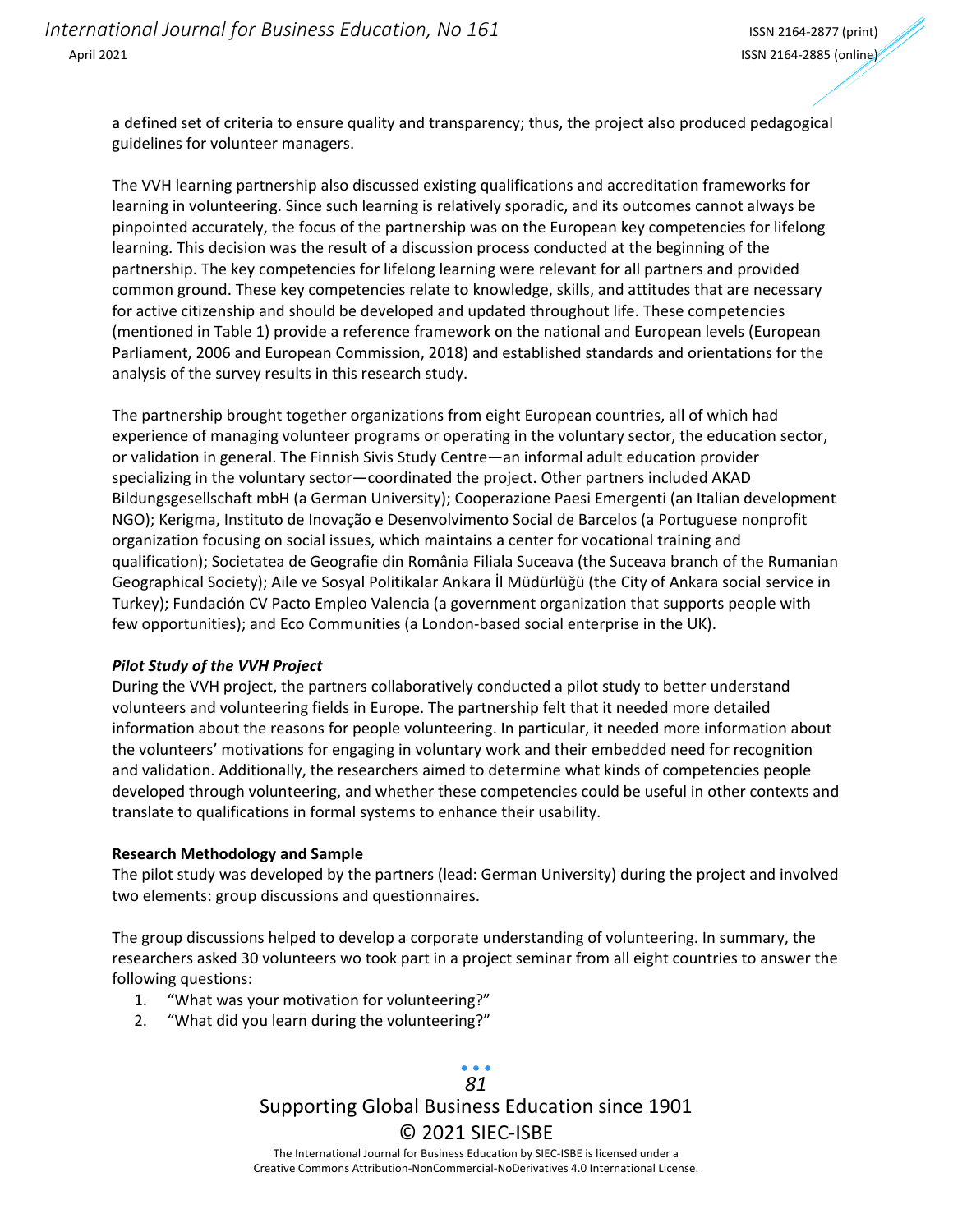a defined set of criteria to ensure quality and transparency; thus, the project also produced pedagogical guidelines for volunteer managers.

The VVH learning partnership also discussed existing qualifications and accreditation frameworks for learning in volunteering. Since such learning is relatively sporadic, and its outcomes cannot always be pinpointed accurately, the focus of the partnership was on the European key competencies for lifelong learning. This decision was the result of a discussion process conducted at the beginning of the partnership. The key competencies for lifelong learning were relevant for all partners and provided common ground. These key competencies relate to knowledge, skills, and attitudes that are necessary for active citizenship and should be developed and updated throughout life. These competencies (mentioned in Table 1) provide a reference framework on the national and European levels (European Parliament, 2006 and European Commission, 2018) and established standards and orientations for the analysis of the survey results in this research study.

The partnership brought together organizations from eight European countries, all of which had experience of managing volunteer programs or operating in the voluntary sector, the education sector, or validation in general. The Finnish Sivis Study Centre—an informal adult education provider specializing in the voluntary sector—coordinated the project. Other partners included AKAD Bildungsgesellschaft mbH (a German University); Cooperazione Paesi Emergenti (an Italian development NGO); Kerigma, Instituto de Inovação e Desenvolvimento Social de Barcelos (a Portuguese nonprofit organization focusing on social issues, which maintains a center for vocational training and qualification); Societatea de Geografie din România Filiala Suceava (the Suceava branch of the Rumanian Geographical Society); Aile ve Sosyal Politikalar Ankara İl Müdürlüğü (the City of Ankara social service in Turkey); Fundación CV Pacto Empleo Valencia (a government organization that supports people with few opportunities); and Eco Communities (a London-based social enterprise in the UK).

### *Pilot Study of the VVH Project*

During the VVH project, the partners collaboratively conducted a pilot study to better understand volunteers and volunteering fields in Europe. The partnership felt that it needed more detailed information about the reasons for people volunteering. In particular, it needed more information about the volunteers' motivations for engaging in voluntary work and their embedded need for recognition and validation. Additionally, the researchers aimed to determine what kinds of competencies people developed through volunteering, and whether these competencies could be useful in other contexts and translate to qualifications in formal systems to enhance their usability.

### Research Methodology and Sample

The pilot study was developed by the partners (lead: German University) during the project and involved two elements: group discussions and questionnaires.

The group discussions helped to develop a corporate understanding of volunteering. In summary, the researchers asked 30 volunteers wo took part in a project seminar from all eight countries to answer the following questions:

1. "What was your motivation for volunteering?"
2. "What did you learn during the volunteering?"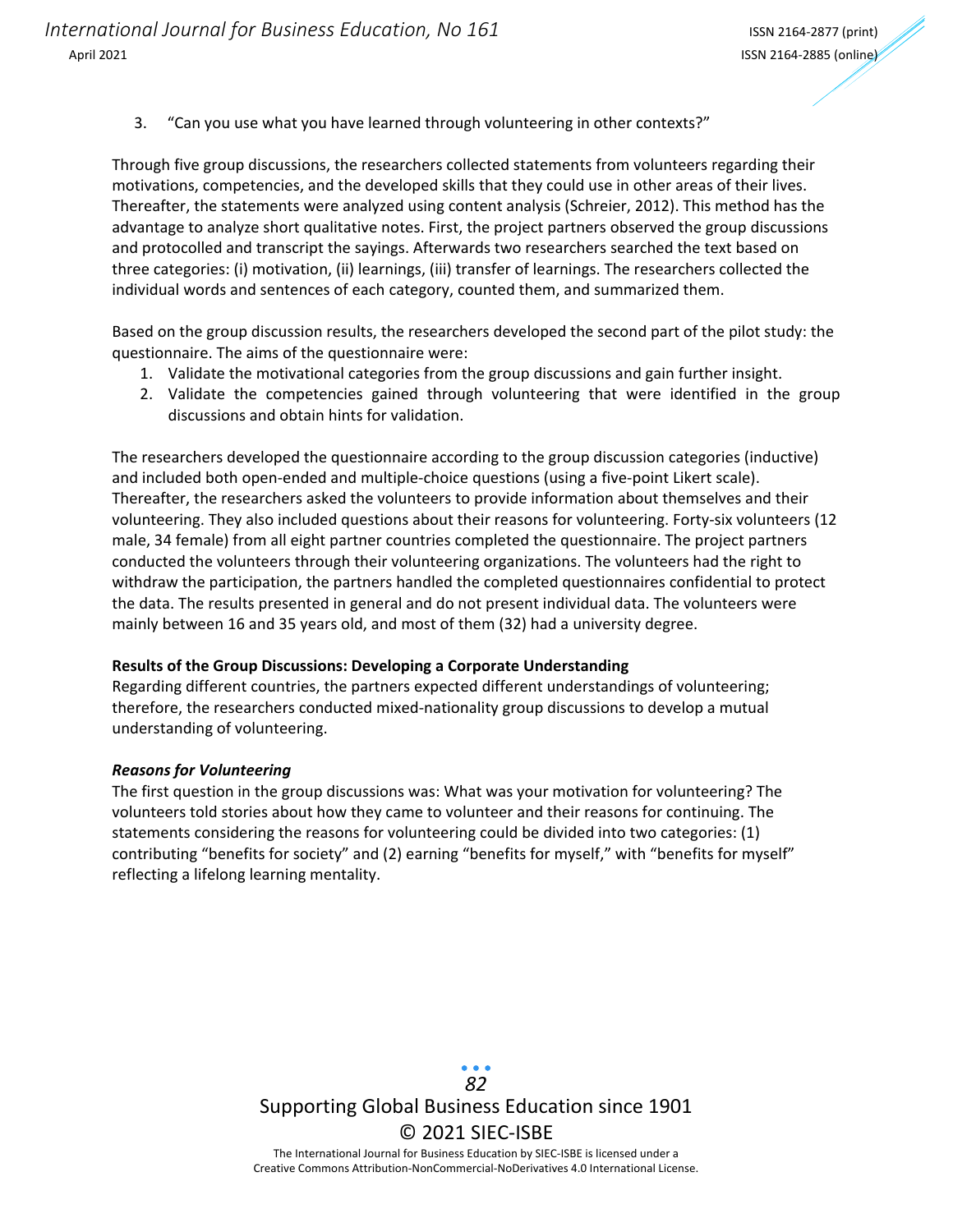3. "Can you use what you have learned through volunteering in other contexts?"

Through five group discussions, the researchers collected statements from volunteers regarding their motivations, competencies, and the developed skills that they could use in other areas of their lives. Thereafter, the statements were analyzed using content analysis (Schreier, 2012). This method has the advantage to analyze short qualitative notes. First, the project partners observed the group discussions and protocolled and transcript the sayings. Afterwards two researchers searched the text based on three categories: (i) motivation, (ii) learnings, (iii) transfer of learnings. The researchers collected the individual words and sentences of each category, counted them, and summarized them.

Based on the group discussion results, the researchers developed the second part of the pilot study: the questionnaire. The aims of the questionnaire were:

1. Validate the motivational categories from the group discussions and gain further insight.
2. Validate the competencies gained through volunteering that were identified in the group discussions and obtain hints for validation.

The researchers developed the questionnaire according to the group discussion categories (inductive) and included both open-ended and multiple-choice questions (using a five-point Likert scale). Thereafter, the researchers asked the volunteers to provide information about themselves and their volunteering. They also included questions about their reasons for volunteering. Forty-six volunteers (12 male, 34 female) from all eight partner countries completed the questionnaire. The project partners conducted the volunteers through their volunteering organizations. The volunteers had the right to withdraw the participation, the partners handled the completed questionnaires confidential to protect the data. The results presented in general and do not present individual data. The volunteers were mainly between 16 and 35 years old, and most of them (32) had a university degree.

**Results of the Group Discussions: Developing a Corporate Understanding**

Regarding different countries, the partners expected different understandings of volunteering; therefore, the researchers conducted mixed-nationality group discussions to develop a mutual understanding of volunteering.

***Reasons for Volunteering***

The first question in the group discussions was: What was your motivation for volunteering? The volunteers told stories about how they came to volunteer and their reasons for continuing. The statements considering the reasons for volunteering could be divided into two categories: (1) contributing "benefits for society" and (2) earning "benefits for myself," with "benefits for myself" reflecting a lifelong learning mentality.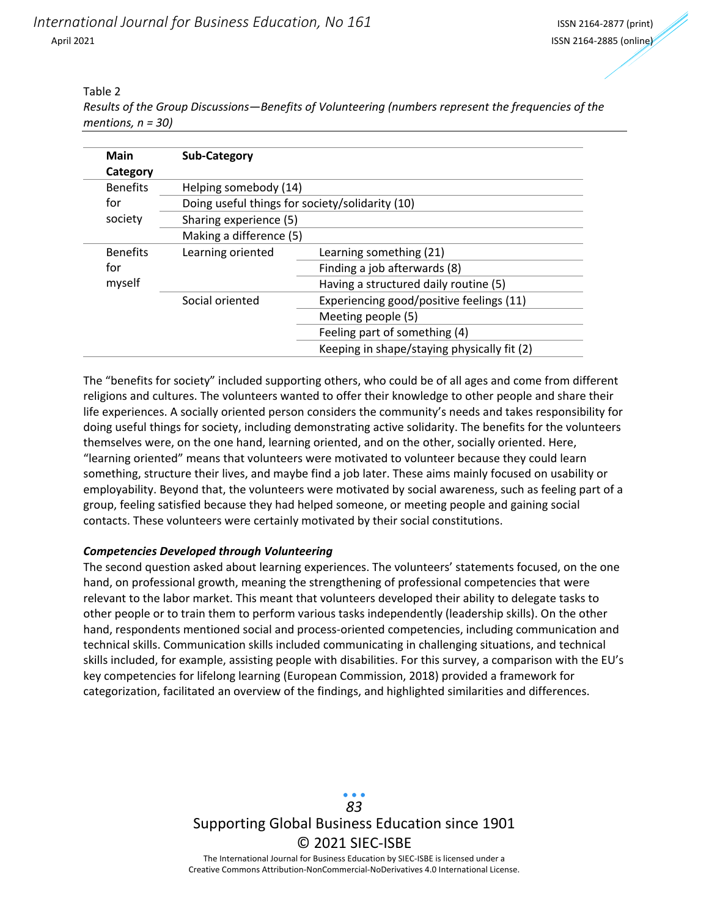Table 2

*Results of the Group Discussions—Benefits of Volunteering (numbers represent the frequencies of the mentions, n = 30)*

| Main Category | Sub-Category | |
|---|---|---|
| Benefits for society | Helping somebody (14) | |
| | Doing useful things for society/solidarity (10) | |
| | Sharing experience (5) | |
| | Making a difference (5) | |
| Benefits for myself | Learning oriented | Learning something (21) |
| | | Finding a job afterwards (8) |
| | | Having a structured daily routine (5) |
| | Social oriented | Experiencing good/positive feelings (11) |
| | | Meeting people (5) |
| | | Feeling part of something (4) |
| | | Keeping in shape/staying physically fit (2) |

The "benefits for society" included supporting others, who could be of all ages and come from different religions and cultures. The volunteers wanted to offer their knowledge to other people and share their life experiences. A socially oriented person considers the community's needs and takes responsibility for doing useful things for society, including demonstrating active solidarity. The benefits for the volunteers themselves were, on the one hand, learning oriented, and on the other, socially oriented. Here, "learning oriented" means that volunteers were motivated to volunteer because they could learn something, structure their lives, and maybe find a job later. These aims mainly focused on usability or employability. Beyond that, the volunteers were motivated by social awareness, such as feeling part of a group, feeling satisfied because they had helped someone, or meeting people and gaining social contacts. These volunteers were certainly motivated by their social constitutions.

***Competencies Developed through Volunteering***

The second question asked about learning experiences. The volunteers' statements focused, on the one hand, on professional growth, meaning the strengthening of professional competencies that were relevant to the labor market. This meant that volunteers developed their ability to delegate tasks to other people or to train them to perform various tasks independently (leadership skills). On the other hand, respondents mentioned social and process-oriented competencies, including communication and technical skills. Communication skills included communicating in challenging situations, and technical skills included, for example, assisting people with disabilities. For this survey, a comparison with the EU's key competencies for lifelong learning (European Commission, 2018) provided a framework for categorization, facilitated an overview of the findings, and highlighted similarities and differences.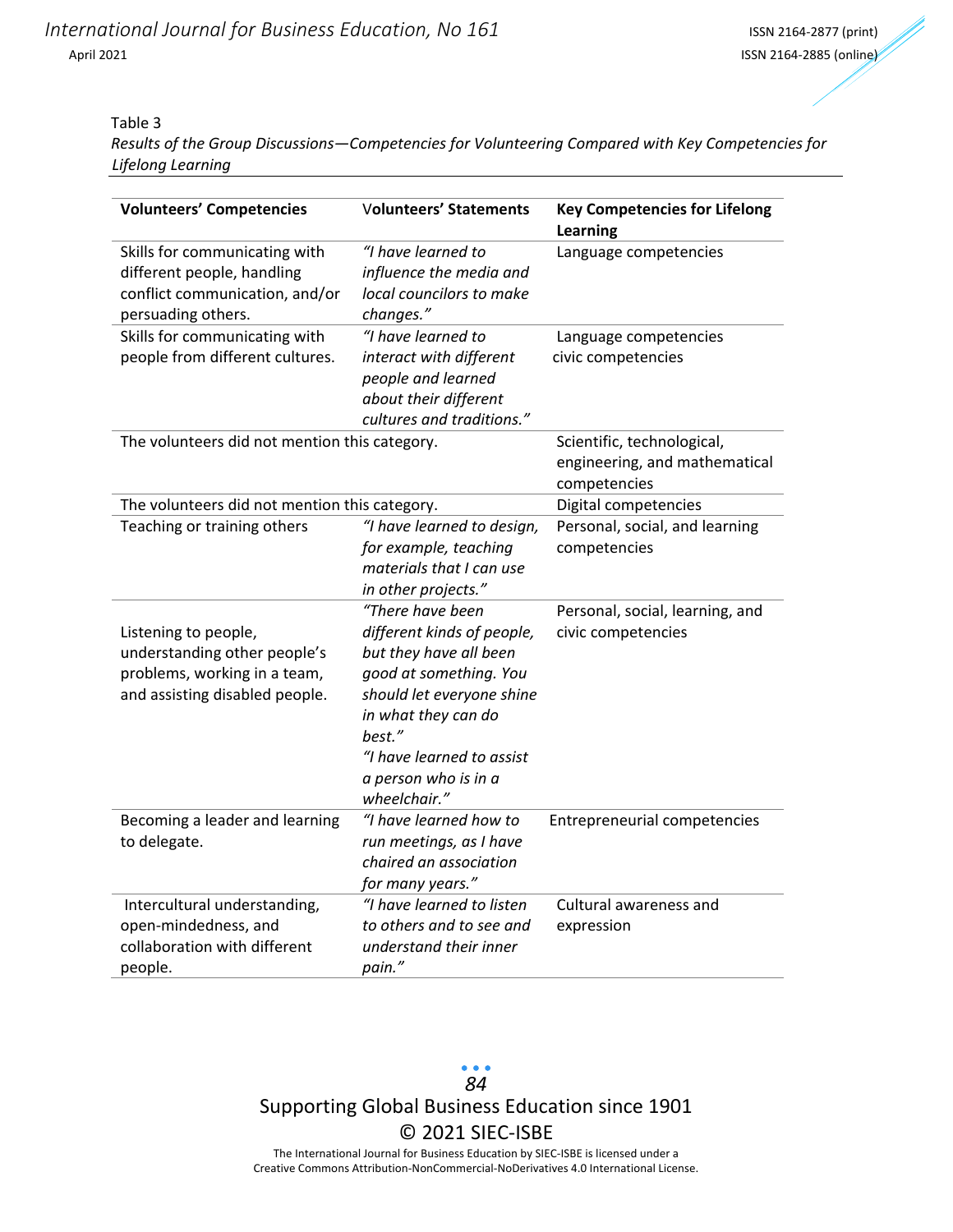Table 3

*Results of the Group Discussions—Competencies for Volunteering Compared with Key Competencies for Lifelong Learning*

| **Volunteers' Competencies** | **Volunteers' Statements** | **Key Competencies for Lifelong Learning** |
|---|---|---|
| Skills for communicating with different people, handling conflict communication, and/or persuading others. | *"I have learned to influence the media and local councilors to make changes."* | Language competencies |
| Skills for communicating with people from different cultures. | *"I have learned to interact with different people and learned about their different cultures and traditions."* | Language competencies civic competencies |
| The volunteers did not mention this category. | | Scientific, technological, engineering, and mathematical competencies |
| The volunteers did not mention this category. | | Digital competencies |
| Teaching or training others | *"I have learned to design, for example, teaching materials that I can use in other projects."* | Personal, social, and learning competencies |
| Listening to people, understanding other people's problems, working in a team, and assisting disabled people. | *"There have been different kinds of people, but they have all been good at something. You should let everyone shine in what they can do best."* *"I have learned to assist a person who is in a wheelchair."* | Personal, social, learning, and civic competencies |
| Becoming a leader and learning to delegate. | *"I have learned how to run meetings, as I have chaired an association for many years."* | Entrepreneurial competencies |
| Intercultural understanding, open-mindedness, and collaboration with different people. | *"I have learned to listen to others and to see and understand their inner pain."* | Cultural awareness and expression |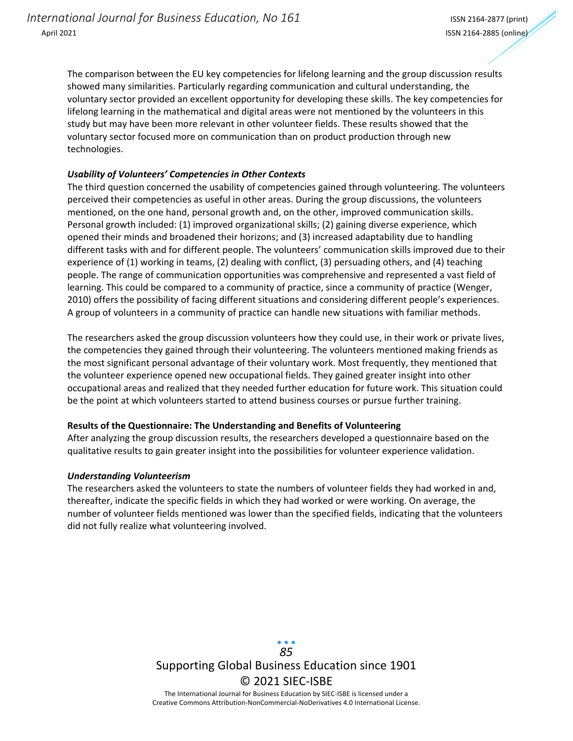The comparison between the EU key competencies for lifelong learning and the group discussion results showed many similarities. Particularly regarding communication and cultural understanding, the voluntary sector provided an excellent opportunity for developing these skills. The key competencies for lifelong learning in the mathematical and digital areas were not mentioned by the volunteers in this study but may have been more relevant in other volunteer fields. These results showed that the voluntary sector focused more on communication than on product production through new technologies.

#### *Usability of Volunteers' Competencies in Other Contexts*

The third question concerned the usability of competencies gained through volunteering. The volunteers perceived their competencies as useful in other areas. During the group discussions, the volunteers mentioned, on the one hand, personal growth and, on the other, improved communication skills. Personal growth included: (1) improved organizational skills; (2) gaining diverse experience, which opened their minds and broadened their horizons; and (3) increased adaptability due to handling different tasks with and for different people. The volunteers' communication skills improved due to their experience of (1) working in teams, (2) dealing with conflict, (3) persuading others, and (4) teaching people. The range of communication opportunities was comprehensive and represented a vast field of learning. This could be compared to a community of practice, since a community of practice (Wenger, 2010) offers the possibility of facing different situations and considering different people's experiences. A group of volunteers in a community of practice can handle new situations with familiar methods.

The researchers asked the group discussion volunteers how they could use, in their work or private lives, the competencies they gained through their volunteering. The volunteers mentioned making friends as the most significant personal advantage of their voluntary work. Most frequently, they mentioned that the volunteer experience opened new occupational fields. They gained greater insight into other occupational areas and realized that they needed further education for future work. This situation could be the point at which volunteers started to attend business courses or pursue further training.

### Results of the Questionnaire: The Understanding and Benefits of Volunteering

After analyzing the group discussion results, the researchers developed a questionnaire based on the qualitative results to gain greater insight into the possibilities for volunteer experience validation.

#### *Understanding Volunteerism*

The researchers asked the volunteers to state the numbers of volunteer fields they had worked in and, thereafter, indicate the specific fields in which they had worked or were working. On average, the number of volunteer fields mentioned was lower than the specified fields, indicating that the volunteers did not fully realize what volunteering involved.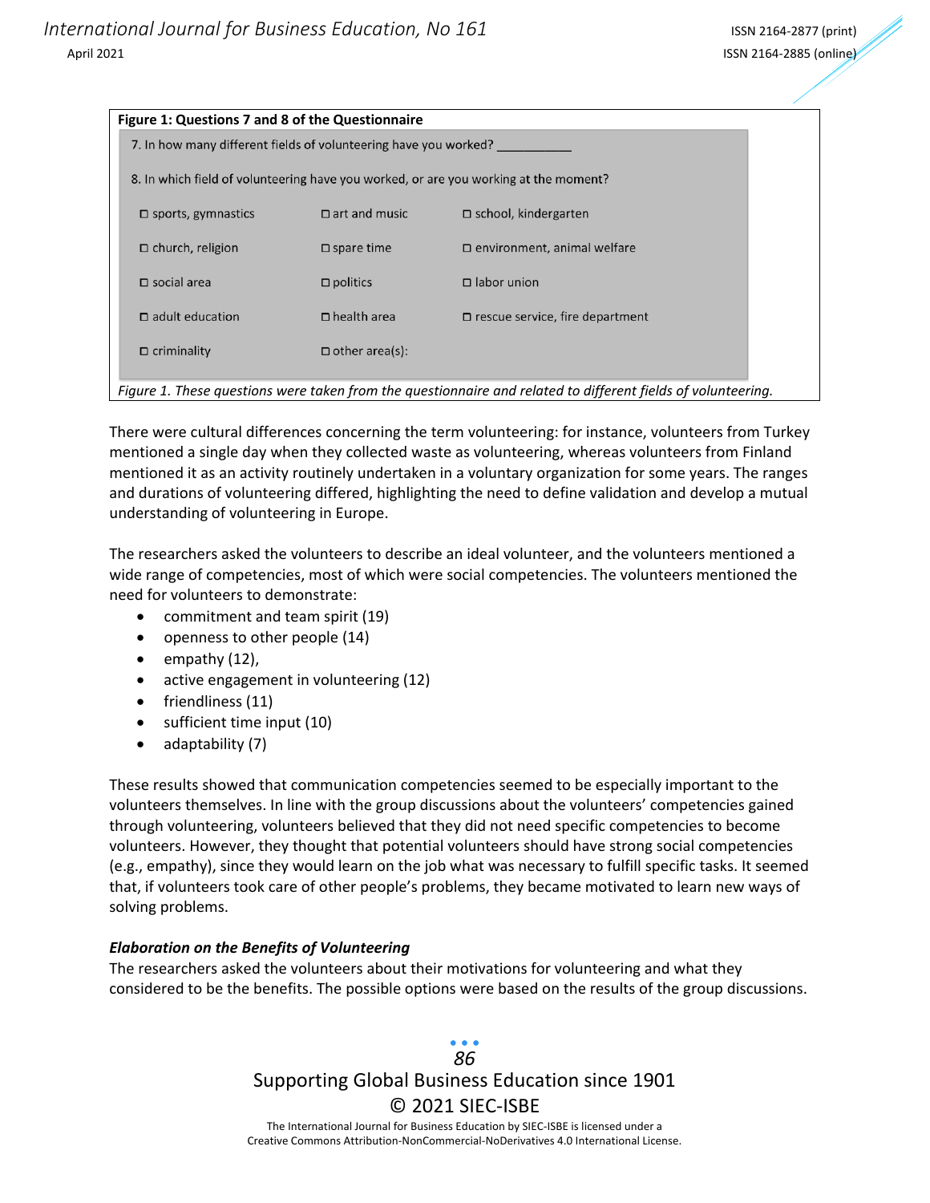**Figure 1: Questions 7 and 8 of the Questionnaire**

7. In how many different fields of volunteering have you worked? __________

8. In which field of volunteering have you worked, or are you working at the moment?

| | | |
|---|---|---|
| ☐ sports, gymnastics | ☐ art and music | ☐ school, kindergarten |
| ☐ church, religion | ☐ spare time | ☐ environment, animal welfare |
| ☐ social area | ☐ politics | ☐ labor union |
| ☐ adult education | ☐ health area | ☐ rescue service, fire department |
| ☐ criminality | ☐ other area(s): | |

*Figure 1. These questions were taken from the questionnaire and related to different fields of volunteering.*

There were cultural differences concerning the term volunteering: for instance, volunteers from Turkey mentioned a single day when they collected waste as volunteering, whereas volunteers from Finland mentioned it as an activity routinely undertaken in a voluntary organization for some years. The ranges and durations of volunteering differed, highlighting the need to define validation and develop a mutual understanding of volunteering in Europe.

The researchers asked the volunteers to describe an ideal volunteer, and the volunteers mentioned a wide range of competencies, most of which were social competencies. The volunteers mentioned the need for volunteers to demonstrate:

- commitment and team spirit (19)
- openness to other people (14)
- empathy (12),
- active engagement in volunteering (12)
- friendliness (11)
- sufficient time input (10)
- adaptability (7)

These results showed that communication competencies seemed to be especially important to the volunteers themselves. In line with the group discussions about the volunteers' competencies gained through volunteering, volunteers believed that they did not need specific competencies to become volunteers. However, they thought that potential volunteers should have strong social competencies (e.g., empathy), since they would learn on the job what was necessary to fulfill specific tasks. It seemed that, if volunteers took care of other people's problems, they became motivated to learn new ways of solving problems.

### *Elaboration on the Benefits of Volunteering*

The researchers asked the volunteers about their motivations for volunteering and what they considered to be the benefits. The possible options were based on the results of the group discussions.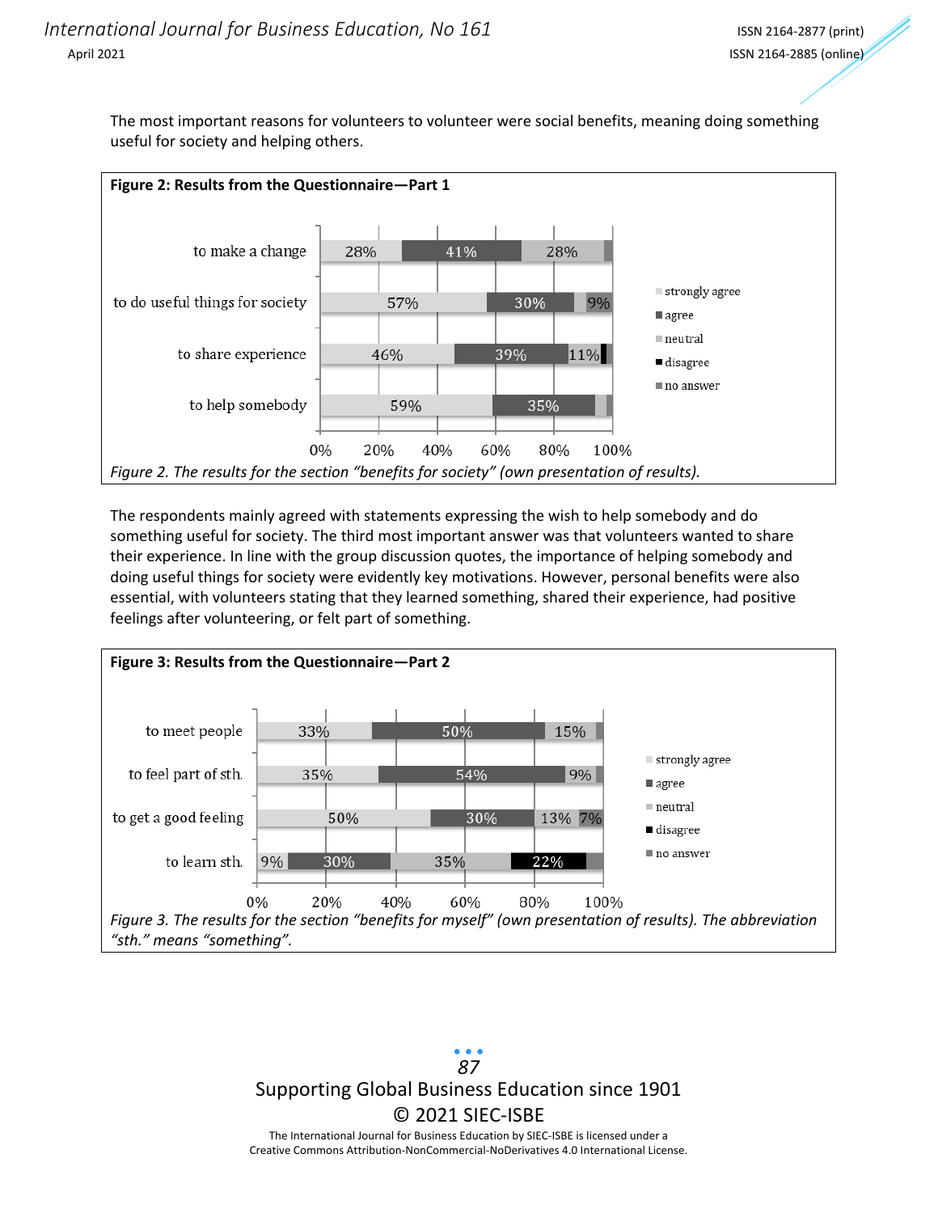The most important reasons for volunteers to volunteer were social benefits, meaning doing something useful for society and helping others.

**Figure 2: Results from the Questionnaire—Part 1**

| | strongly agree | agree | neutral | disagree | no answer |
|---|---|---|---|---|---|
| to make a change | 28% | 41% | 28% | | |
| to do useful things for society | 57% | 30% | | | 9% |
| to share experience | 46% | 39% | 11% | | |
| to help somebody | 59% | 35% | | | |

*Figure 2. The results for the section "benefits for society" (own presentation of results).*

The respondents mainly agreed with statements expressing the wish to help somebody and do something useful for society. The third most important answer was that volunteers wanted to share their experience. In line with the group discussion quotes, the importance of helping somebody and doing useful things for society were evidently key motivations. However, personal benefits were also essential, with volunteers stating that they learned something, shared their experience, had positive feelings after volunteering, or felt part of something.

**Figure 3: Results from the Questionnaire—Part 2**

| | strongly agree | agree | neutral | disagree | no answer |
|---|---|---|---|---|---|
| to meet people | 33% | 50% | 15% | | |
| to feel part of sth. | 35% | 54% | 9% | | |
| to get a good feeling | 50% | 30% | 13% | | 7% |
| to learn sth. | 9% | 30% | 35% | 22% | |

*Figure 3. The results for the section "benefits for myself" (own presentation of results). The abbreviation "sth." means "something".*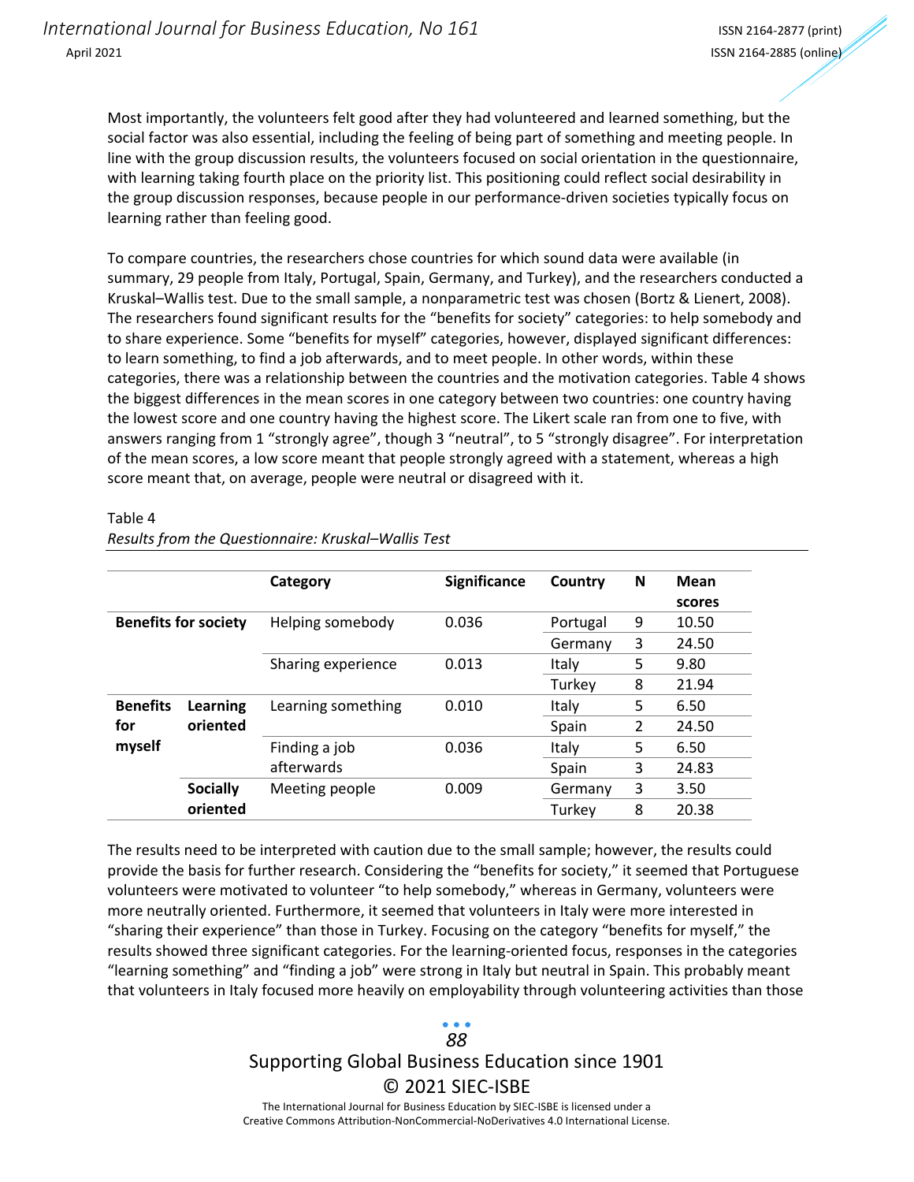Most importantly, the volunteers felt good after they had volunteered and learned something, but the social factor was also essential, including the feeling of being part of something and meeting people. In line with the group discussion results, the volunteers focused on social orientation in the questionnaire, with learning taking fourth place on the priority list. This positioning could reflect social desirability in the group discussion responses, because people in our performance-driven societies typically focus on learning rather than feeling good.

To compare countries, the researchers chose countries for which sound data were available (in summary, 29 people from Italy, Portugal, Spain, Germany, and Turkey), and the researchers conducted a Kruskal–Wallis test. Due to the small sample, a nonparametric test was chosen (Bortz & Lienert, 2008). The researchers found significant results for the "benefits for society" categories: to help somebody and to share experience. Some "benefits for myself" categories, however, displayed significant differences: to learn something, to find a job afterwards, and to meet people. In other words, within these categories, there was a relationship between the countries and the motivation categories. Table 4 shows the biggest differences in the mean scores in one category between two countries: one country having the lowest score and one country having the highest score. The Likert scale ran from one to five, with answers ranging from 1 "strongly agree", though 3 "neutral", to 5 "strongly disagree". For interpretation of the mean scores, a low score meant that people strongly agreed with a statement, whereas a high score meant that, on average, people were neutral or disagreed with it.

Table 4
*Results from the Questionnaire: Kruskal–Wallis Test*

| | | Category | Significance | Country | N | Mean scores |
|---|---|---|---|---|---|---|
| **Benefits for society** | | Helping somebody | 0.036 | Portugal | 9 | 10.50 |
| | | | | Germany | 3 | 24.50 |
| | | Sharing experience | 0.013 | Italy | 5 | 9.80 |
| | | | | Turkey | 8 | 21.94 |
| **Benefits for myself** | **Learning oriented** | Learning something | 0.010 | Italy | 5 | 6.50 |
| | | | | Spain | 2 | 24.50 |
| | | Finding a job afterwards | 0.036 | Italy | 5 | 6.50 |
| | | | | Spain | 3 | 24.83 |
| | **Socially oriented** | Meeting people | 0.009 | Germany | 3 | 3.50 |
| | | | | Turkey | 8 | 20.38 |

The results need to be interpreted with caution due to the small sample; however, the results could provide the basis for further research. Considering the "benefits for society," it seemed that Portuguese volunteers were motivated to volunteer "to help somebody," whereas in Germany, volunteers were more neutrally oriented. Furthermore, it seemed that volunteers in Italy were more interested in "sharing their experience" than those in Turkey. Focusing on the category "benefits for myself," the results showed three significant categories. For the learning-oriented focus, responses in the categories "learning something" and "finding a job" were strong in Italy but neutral in Spain. This probably meant that volunteers in Italy focused more heavily on employability through volunteering activities than those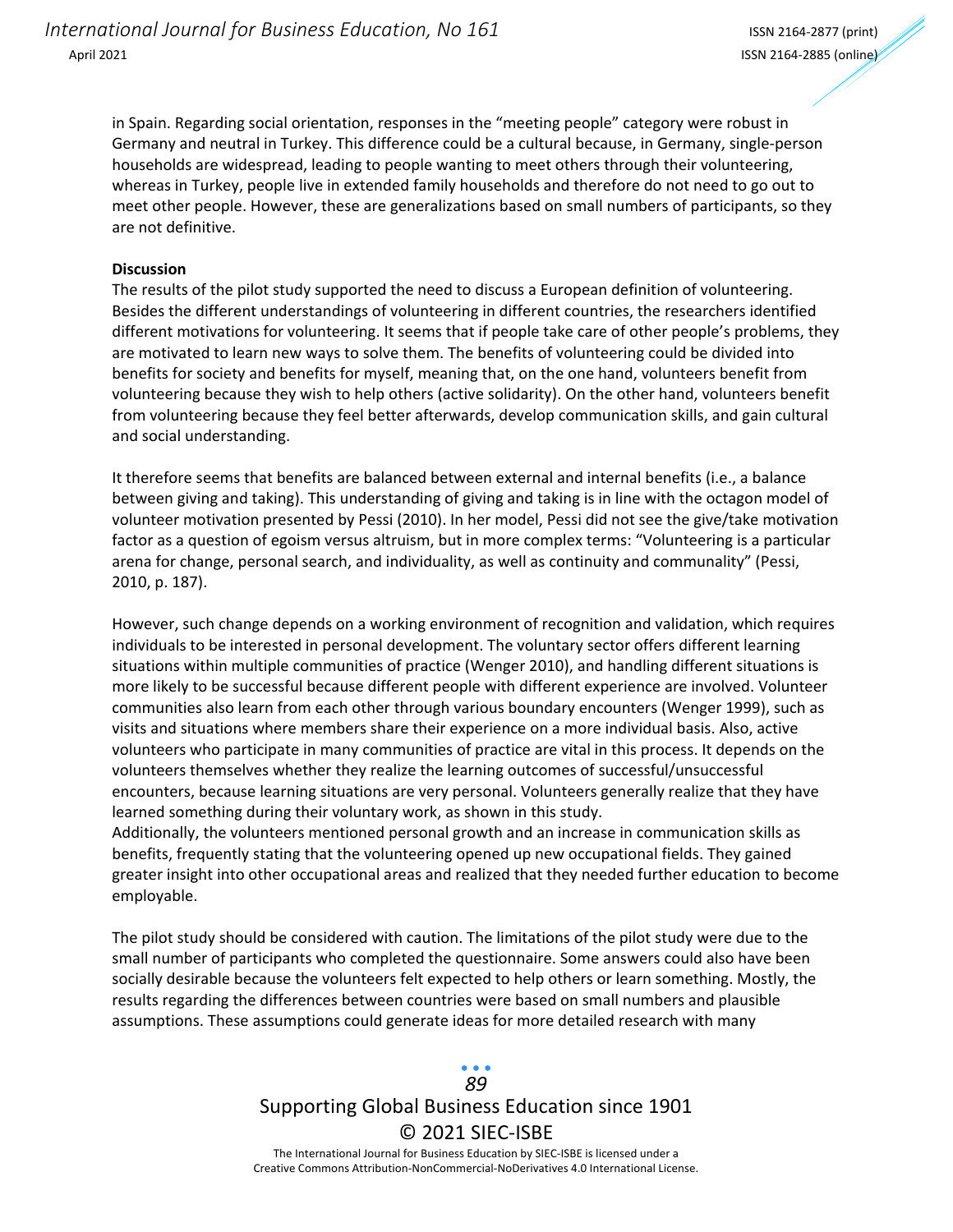in Spain. Regarding social orientation, responses in the "meeting people" category were robust in Germany and neutral in Turkey. This difference could be a cultural because, in Germany, single-person households are widespread, leading to people wanting to meet others through their volunteering, whereas in Turkey, people live in extended family households and therefore do not need to go out to meet other people. However, these are generalizations based on small numbers of participants, so they are not definitive.

**Discussion**

The results of the pilot study supported the need to discuss a European definition of volunteering. Besides the different understandings of volunteering in different countries, the researchers identified different motivations for volunteering. It seems that if people take care of other people's problems, they are motivated to learn new ways to solve them. The benefits of volunteering could be divided into benefits for society and benefits for myself, meaning that, on the one hand, volunteers benefit from volunteering because they wish to help others (active solidarity). On the other hand, volunteers benefit from volunteering because they feel better afterwards, develop communication skills, and gain cultural and social understanding.

It therefore seems that benefits are balanced between external and internal benefits (i.e., a balance between giving and taking). This understanding of giving and taking is in line with the octagon model of volunteer motivation presented by Pessi (2010). In her model, Pessi did not see the give/take motivation factor as a question of egoism versus altruism, but in more complex terms: "Volunteering is a particular arena for change, personal search, and individuality, as well as continuity and communality" (Pessi, 2010, p. 187).

However, such change depends on a working environment of recognition and validation, which requires individuals to be interested in personal development. The voluntary sector offers different learning situations within multiple communities of practice (Wenger 2010), and handling different situations is more likely to be successful because different people with different experience are involved. Volunteer communities also learn from each other through various boundary encounters (Wenger 1999), such as visits and situations where members share their experience on a more individual basis. Also, active volunteers who participate in many communities of practice are vital in this process. It depends on the volunteers themselves whether they realize the learning outcomes of successful/unsuccessful encounters, because learning situations are very personal. Volunteers generally realize that they have learned something during their voluntary work, as shown in this study.
Additionally, the volunteers mentioned personal growth and an increase in communication skills as benefits, frequently stating that the volunteering opened up new occupational fields. They gained greater insight into other occupational areas and realized that they needed further education to become employable.

The pilot study should be considered with caution. The limitations of the pilot study were due to the small number of participants who completed the questionnaire. Some answers could also have been socially desirable because the volunteers felt expected to help others or learn something. Mostly, the results regarding the differences between countries were based on small numbers and plausible assumptions. These assumptions could generate ideas for more detailed research with many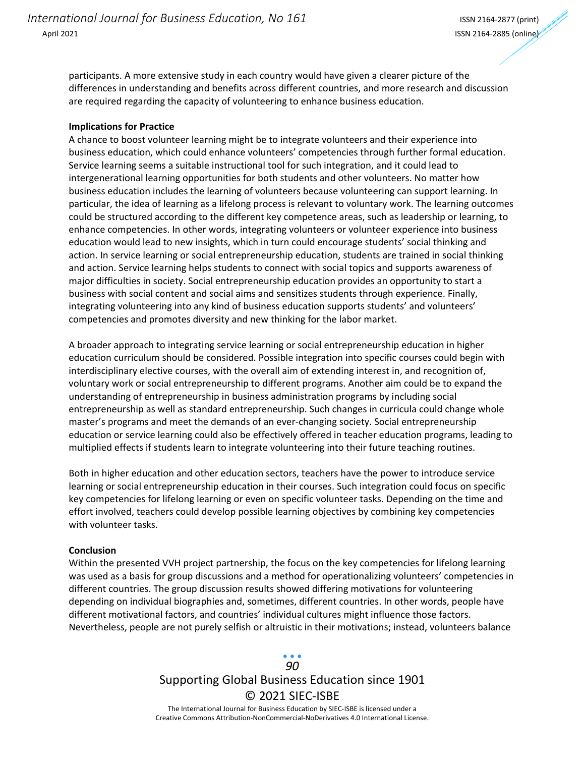participants. A more extensive study in each country would have given a clearer picture of the differences in understanding and benefits across different countries, and more research and discussion are required regarding the capacity of volunteering to enhance business education.

**Implications for Practice**

A chance to boost volunteer learning might be to integrate volunteers and their experience into business education, which could enhance volunteers' competencies through further formal education. Service learning seems a suitable instructional tool for such integration, and it could lead to intergenerational learning opportunities for both students and other volunteers. No matter how business education includes the learning of volunteers because volunteering can support learning. In particular, the idea of learning as a lifelong process is relevant to voluntary work. The learning outcomes could be structured according to the different key competence areas, such as leadership or learning, to enhance competencies. In other words, integrating volunteers or volunteer experience into business education would lead to new insights, which in turn could encourage students' social thinking and action. In service learning or social entrepreneurship education, students are trained in social thinking and action. Service learning helps students to connect with social topics and supports awareness of major difficulties in society. Social entrepreneurship education provides an opportunity to start a business with social content and social aims and sensitizes students through experience. Finally, integrating volunteering into any kind of business education supports students' and volunteers' competencies and promotes diversity and new thinking for the labor market.

A broader approach to integrating service learning or social entrepreneurship education in higher education curriculum should be considered. Possible integration into specific courses could begin with interdisciplinary elective courses, with the overall aim of extending interest in, and recognition of, voluntary work or social entrepreneurship to different programs. Another aim could be to expand the understanding of entrepreneurship in business administration programs by including social entrepreneurship as well as standard entrepreneurship. Such changes in curricula could change whole master's programs and meet the demands of an ever-changing society. Social entrepreneurship education or service learning could also be effectively offered in teacher education programs, leading to multiplied effects if students learn to integrate volunteering into their future teaching routines.

Both in higher education and other education sectors, teachers have the power to introduce service learning or social entrepreneurship education in their courses. Such integration could focus on specific key competencies for lifelong learning or even on specific volunteer tasks. Depending on the time and effort involved, teachers could develop possible learning objectives by combining key competencies with volunteer tasks.

**Conclusion**

Within the presented VVH project partnership, the focus on the key competencies for lifelong learning was used as a basis for group discussions and a method for operationalizing volunteers' competencies in different countries. The group discussion results showed differing motivations for volunteering depending on individual biographies and, sometimes, different countries. In other words, people have different motivational factors, and countries' individual cultures might influence those factors. Nevertheless, people are not purely selfish or altruistic in their motivations; instead, volunteers balance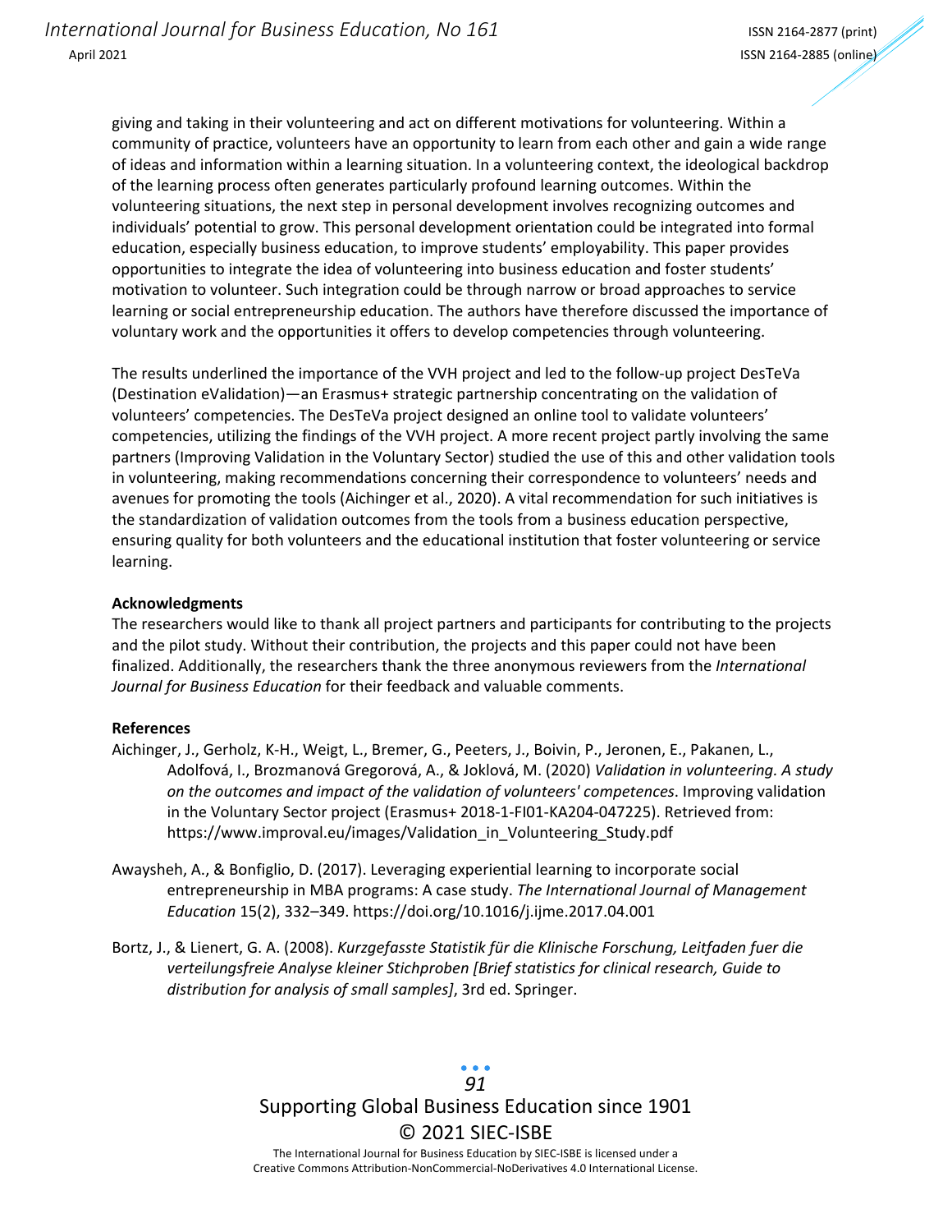giving and taking in their volunteering and act on different motivations for volunteering. Within a community of practice, volunteers have an opportunity to learn from each other and gain a wide range of ideas and information within a learning situation. In a volunteering context, the ideological backdrop of the learning process often generates particularly profound learning outcomes. Within the volunteering situations, the next step in personal development involves recognizing outcomes and individuals' potential to grow. This personal development orientation could be integrated into formal education, especially business education, to improve students' employability. This paper provides opportunities to integrate the idea of volunteering into business education and foster students' motivation to volunteer. Such integration could be through narrow or broad approaches to service learning or social entrepreneurship education. The authors have therefore discussed the importance of voluntary work and the opportunities it offers to develop competencies through volunteering.

The results underlined the importance of the VVH project and led to the follow-up project DesTeVa (Destination eValidation)—an Erasmus+ strategic partnership concentrating on the validation of volunteers' competencies. The DesTeVa project designed an online tool to validate volunteers' competencies, utilizing the findings of the VVH project. A more recent project partly involving the same partners (Improving Validation in the Voluntary Sector) studied the use of this and other validation tools in volunteering, making recommendations concerning their correspondence to volunteers' needs and avenues for promoting the tools (Aichinger et al., 2020). A vital recommendation for such initiatives is the standardization of validation outcomes from the tools from a business education perspective, ensuring quality for both volunteers and the educational institution that foster volunteering or service learning.

**Acknowledgments**
The researchers would like to thank all project partners and participants for contributing to the projects and the pilot study. Without their contribution, the projects and this paper could not have been finalized. Additionally, the researchers thank the three anonymous reviewers from the *International Journal for Business Education* for their feedback and valuable comments.

**References**

Aichinger, J., Gerholz, K-H., Weigt, L., Bremer, G., Peeters, J., Boivin, P., Jeronen, E., Pakanen, L., Adolfová, I., Brozmanová Gregorová, A., & Joklová, M. (2020) *Validation in volunteering. A study on the outcomes and impact of the validation of volunteers' competences*. Improving validation in the Voluntary Sector project (Erasmus+ 2018-1-FI01-KA204-047225). Retrieved from: https://www.improval.eu/images/Validation_in_Volunteering_Study.pdf

Awaysheh, A., & Bonfiglio, D. (2017). Leveraging experiential learning to incorporate social entrepreneurship in MBA programs: A case study. *The International Journal of Management Education* 15(2), 332–349. https://doi.org/10.1016/j.ijme.2017.04.001

Bortz, J., & Lienert, G. A. (2008). *Kurzgefasste Statistik für die Klinische Forschung, Leitfaden fuer die verteilungsfreie Analyse kleiner Stichproben [Brief statistics for clinical research, Guide to distribution for analysis of small samples]*, 3rd ed. Springer.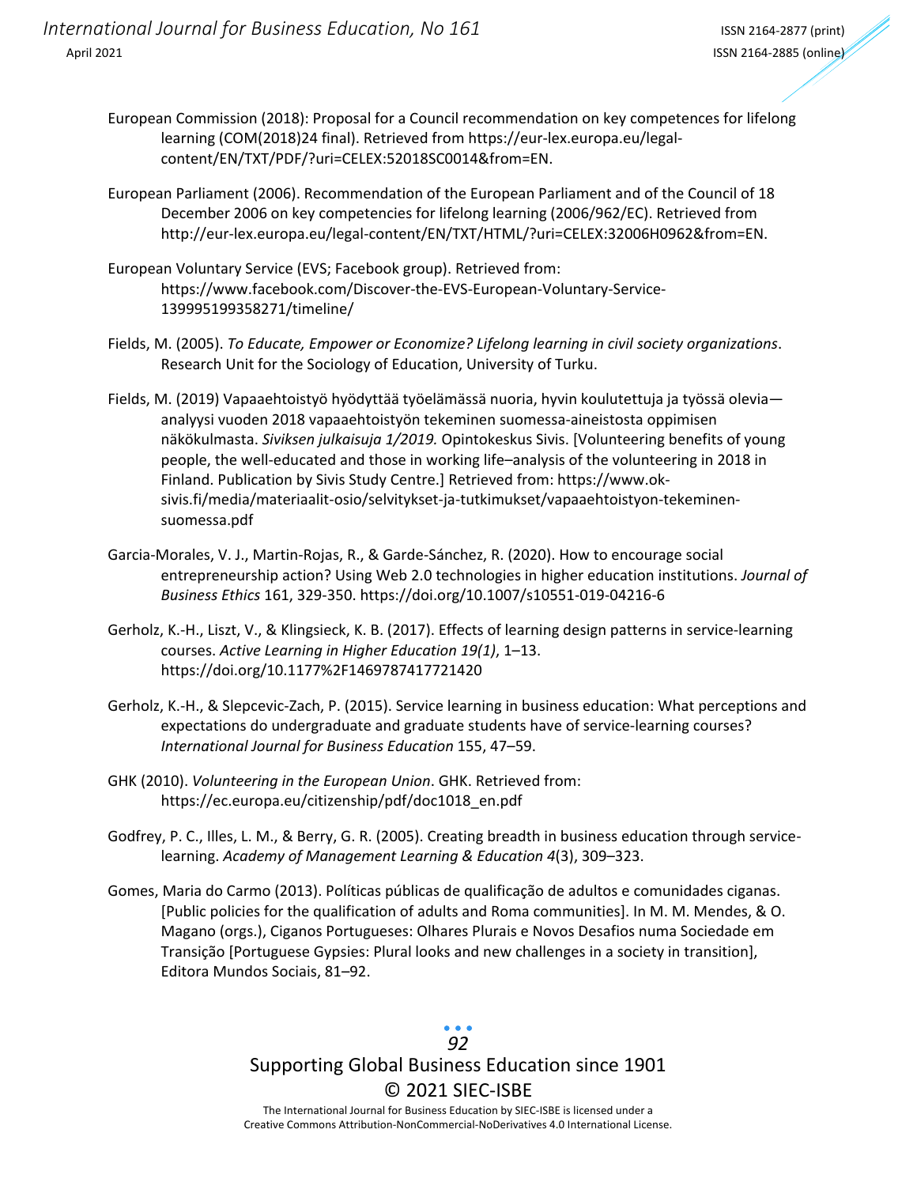European Commission (2018): Proposal for a Council recommendation on key competences for lifelong learning (COM(2018)24 final). Retrieved from https://eur-lex.europa.eu/legal-content/EN/TXT/PDF/?uri=CELEX:52018SC0014&from=EN.

European Parliament (2006). Recommendation of the European Parliament and of the Council of 18 December 2006 on key competencies for lifelong learning (2006/962/EC). Retrieved from http://eur-lex.europa.eu/legal-content/EN/TXT/HTML/?uri=CELEX:32006H0962&from=EN.

European Voluntary Service (EVS; Facebook group). Retrieved from: https://www.facebook.com/Discover-the-EVS-European-Voluntary-Service-139995199358271/timeline/

Fields, M. (2005). *To Educate, Empower or Economize? Lifelong learning in civil society organizations*. Research Unit for the Sociology of Education, University of Turku.

Fields, M. (2019) Vapaaehtoistyö hyödyttää työelämässä nuoria, hyvin koulutettuja ja työssä olevia—analyysi vuoden 2018 vapaaehtoistyön tekeminen suomessa-aineistosta oppimisen näkökulmasta. *Siviksen julkaisuja 1/2019.* Opintokeskus Sivis. [Volunteering benefits of young people, the well-educated and those in working life–analysis of the volunteering in 2018 in Finland. Publication by Sivis Study Centre.] Retrieved from: https://www.ok-sivis.fi/media/materiaalit-osio/selvitykset-ja-tutkimukset/vapaaehtoistyon-tekeminen-suomessa.pdf

Garcia-Morales, V. J., Martin-Rojas, R., & Garde-Sánchez, R. (2020). How to encourage social entrepreneurship action? Using Web 2.0 technologies in higher education institutions. *Journal of Business Ethics* 161, 329-350. https://doi.org/10.1007/s10551-019-04216-6

Gerholz, K.-H., Liszt, V., & Klingsieck, K. B. (2017). Effects of learning design patterns in service-learning courses. *Active Learning in Higher Education 19(1)*, 1–13. https://doi.org/10.1177%2F1469787417721420

Gerholz, K.-H., & Slepcevic-Zach, P. (2015). Service learning in business education: What perceptions and expectations do undergraduate and graduate students have of service-learning courses? *International Journal for Business Education* 155, 47–59.

GHK (2010). *Volunteering in the European Union*. GHK. Retrieved from: https://ec.europa.eu/citizenship/pdf/doc1018_en.pdf

Godfrey, P. C., Illes, L. M., & Berry, G. R. (2005). Creating breadth in business education through service-learning. *Academy of Management Learning & Education 4*(3), 309–323.

Gomes, Maria do Carmo (2013). Políticas públicas de qualificação de adultos e comunidades ciganas. [Public policies for the qualification of adults and Roma communities]. In M. M. Mendes, & O. Magano (orgs.), Ciganos Portugueses: Olhares Plurais e Novos Desafios numa Sociedade em Transição [Portuguese Gypsies: Plural looks and new challenges in a society in transition], Editora Mundos Sociais, 81–92.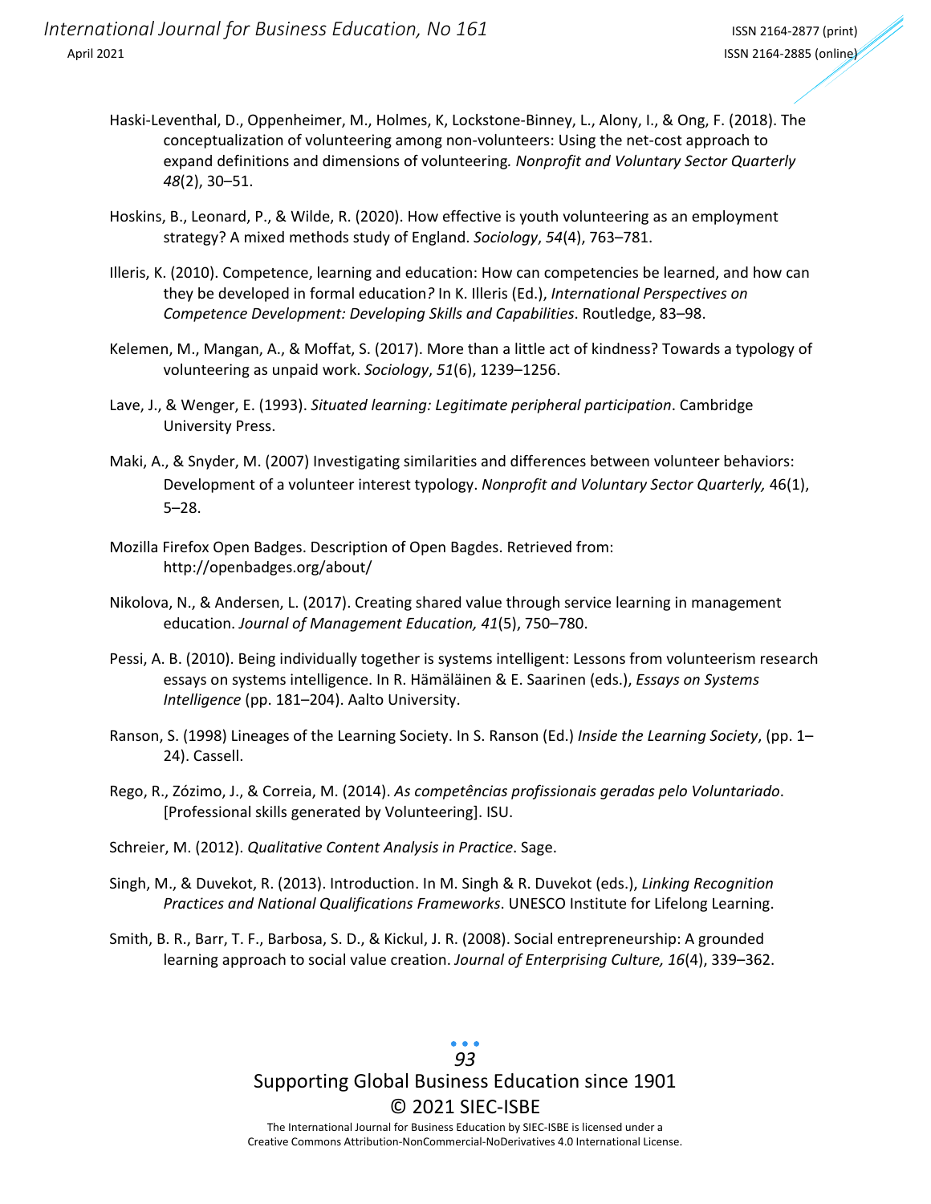Haski-Leventhal, D., Oppenheimer, M., Holmes, K, Lockstone-Binney, L., Alony, I., & Ong, F. (2018). The conceptualization of volunteering among non-volunteers: Using the net-cost approach to expand definitions and dimensions of volunteering. *Nonprofit and Voluntary Sector Quarterly 48*(2), 30–51.

Hoskins, B., Leonard, P., & Wilde, R. (2020). How effective is youth volunteering as an employment strategy? A mixed methods study of England. *Sociology*, *54*(4), 763–781.

Illeris, K. (2010). Competence, learning and education: How can competencies be learned, and how can they be developed in formal education*?* In K. Illeris (Ed.), *International Perspectives on Competence Development: Developing Skills and Capabilities*. Routledge, 83–98.

Kelemen, M., Mangan, A., & Moffat, S. (2017). More than a little act of kindness? Towards a typology of volunteering as unpaid work. *Sociology*, *51*(6), 1239–1256.

Lave, J., & Wenger, E. (1993). *Situated learning: Legitimate peripheral participation*. Cambridge University Press.

Maki, A., & Snyder, M. (2007) Investigating similarities and differences between volunteer behaviors: Development of a volunteer interest typology. *Nonprofit and Voluntary Sector Quarterly,* 46(1), 5–28.

Mozilla Firefox Open Badges. Description of Open Bagdes. Retrieved from: http://openbadges.org/about/

Nikolova, N., & Andersen, L. (2017). Creating shared value through service learning in management education. *Journal of Management Education, 41*(5), 750–780.

Pessi, A. B. (2010). Being individually together is systems intelligent: Lessons from volunteerism research essays on systems intelligence. In R. Hämäläinen & E. Saarinen (eds.), *Essays on Systems Intelligence* (pp. 181–204). Aalto University.

Ranson, S. (1998) Lineages of the Learning Society. In S. Ranson (Ed.) *Inside the Learning Society*, (pp. 1–24). Cassell.

Rego, R., Zózimo, J., & Correia, M. (2014). *As competências profissionais geradas pelo Voluntariado*. [Professional skills generated by Volunteering]. ISU.

Schreier, M. (2012). *Qualitative Content Analysis in Practice*. Sage.

Singh, M., & Duvekot, R. (2013). Introduction. In M. Singh & R. Duvekot (eds.), *Linking Recognition Practices and National Qualifications Frameworks*. UNESCO Institute for Lifelong Learning.

Smith, B. R., Barr, T. F., Barbosa, S. D., & Kickul, J. R. (2008). Social entrepreneurship: A grounded learning approach to social value creation. *Journal of Enterprising Culture, 16*(4), 339–362.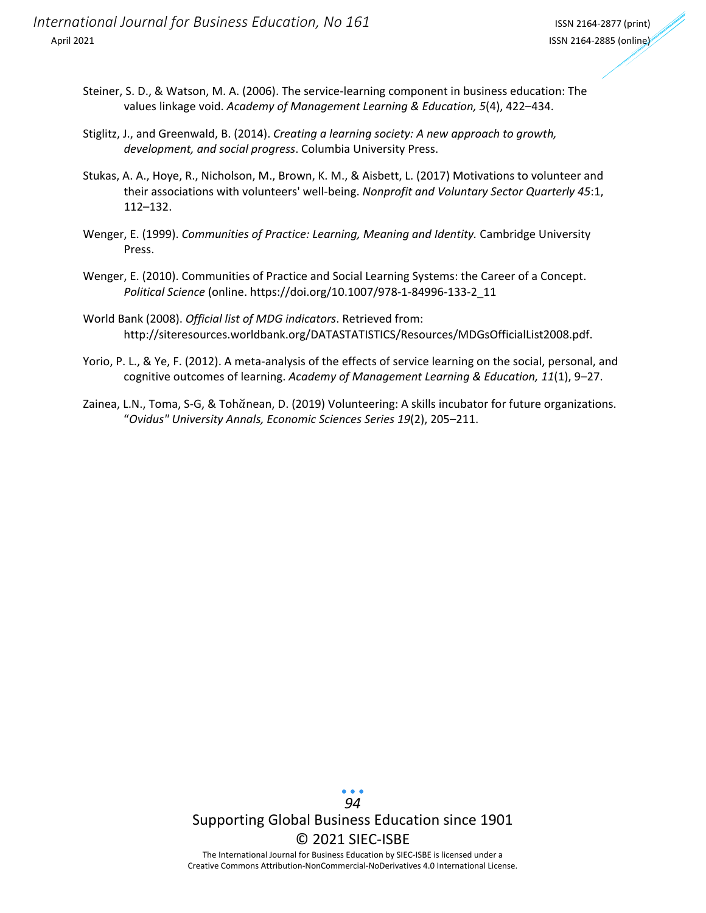Steiner, S. D., & Watson, M. A. (2006). The service-learning component in business education: The values linkage void. *Academy of Management Learning & Education, 5*(4), 422–434.

Stiglitz, J., and Greenwald, B. (2014). *Creating a learning society: A new approach to growth, development, and social progress*. Columbia University Press.

Stukas, A. A., Hoye, R., Nicholson, M., Brown, K. M., & Aisbett, L. (2017) Motivations to volunteer and their associations with volunteers' well-being. *Nonprofit and Voluntary Sector Quarterly 45*:1, 112–132.

Wenger, E. (1999). *Communities of Practice: Learning, Meaning and Identity.* Cambridge University Press.

Wenger, E. (2010). Communities of Practice and Social Learning Systems: the Career of a Concept. *Political Science* (online. https://doi.org/10.1007/978-1-84996-133-2_11

World Bank (2008). *Official list of MDG indicators*. Retrieved from: http://siteresources.worldbank.org/DATASTATISTICS/Resources/MDGsOfficialList2008.pdf.

Yorio, P. L., & Ye, F. (2012). A meta-analysis of the effects of service learning on the social, personal, and cognitive outcomes of learning. *Academy of Management Learning & Education, 11*(1), 9–27.

Zainea, L.N., Toma, S-G, & Tohănean, D. (2019) Volunteering: A skills incubator for future organizations. "*Ovidus" University Annals, Economic Sciences Series 19*(2), 205–211.